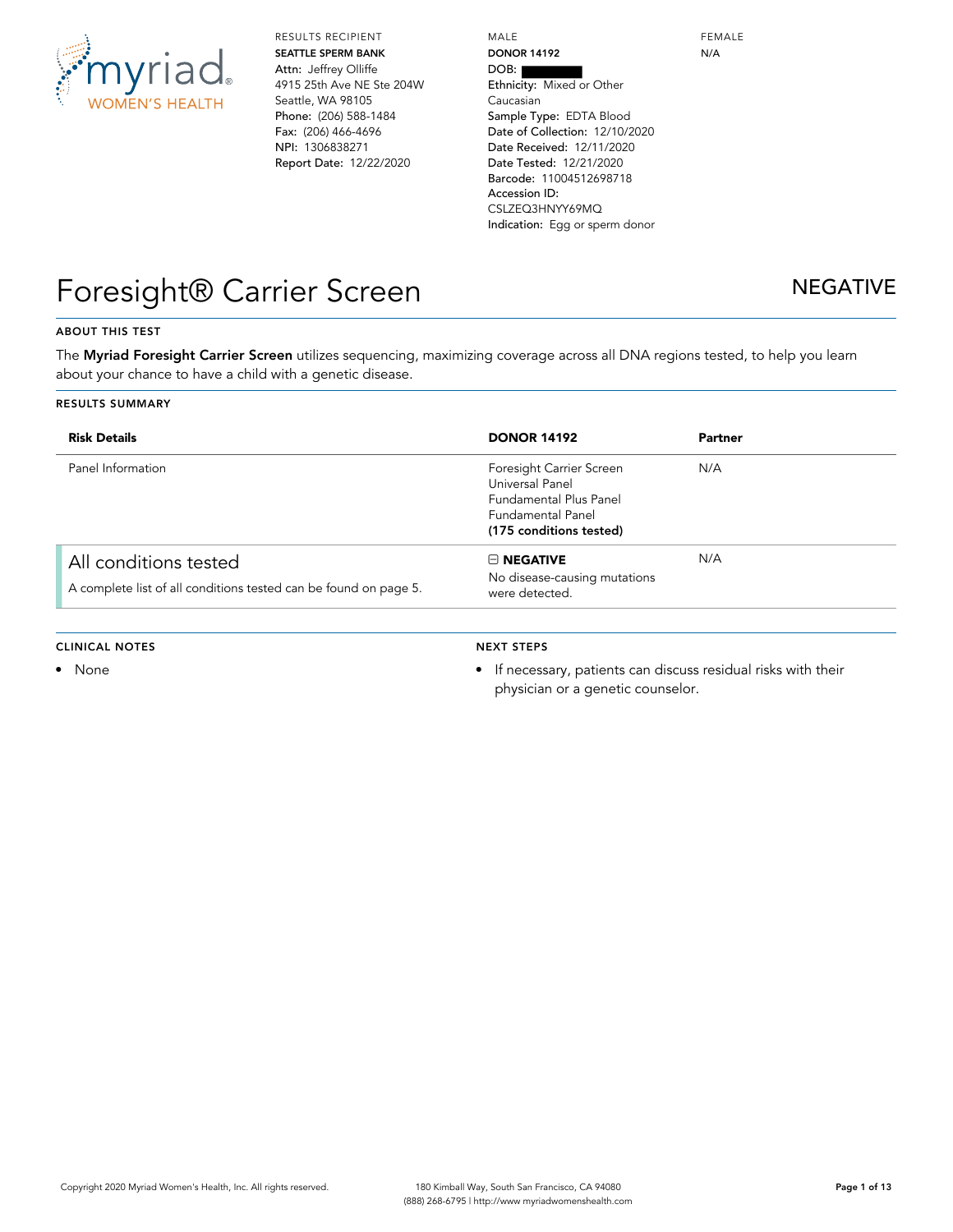myriad WOMEN'S HEALTH

RESULTS RECIPIENT
**SEATTLE SPERM BANK**
Attn: Jeffrey Olliffe
4915 25th Ave NE Ste 204W
Seattle, WA 98105
Phone: (206) 588-1484
Fax: (206) 466-4696
NPI: 1306838271
Report Date: 12/22/2020

MALE
**DONOR 14192**
DOB: [redacted]
Ethnicity: Mixed or Other Caucasian
Sample Type: EDTA Blood
Date of Collection: 12/10/2020
Date Received: 12/11/2020
Date Tested: 12/21/2020
Barcode: 11004512698718
Accession ID: CSLZEQ3HNYY69MQ
Indication: Egg or sperm donor

FEMALE
N/A

# Foresight® Carrier Screen

## NEGATIVE

### ABOUT THIS TEST

The **Myriad Foresight Carrier Screen** utilizes sequencing, maximizing coverage across all DNA regions tested, to help you learn about your chance to have a child with a genetic disease.

### RESULTS SUMMARY

| Risk Details | DONOR 14192 | Partner |
|---|---|---|
| Panel Information | Foresight Carrier Screen<br>Universal Panel<br>Fundamental Plus Panel<br>Fundamental Panel<br>**(175 conditions tested)** | N/A |
| All conditions tested<br>A complete list of all conditions tested can be found on page 5. | ⊟ **NEGATIVE**<br>No disease-causing mutations were detected. | N/A |

### CLINICAL NOTES

- None

### NEXT STEPS

- If necessary, patients can discuss residual risks with their physician or a genetic counselor.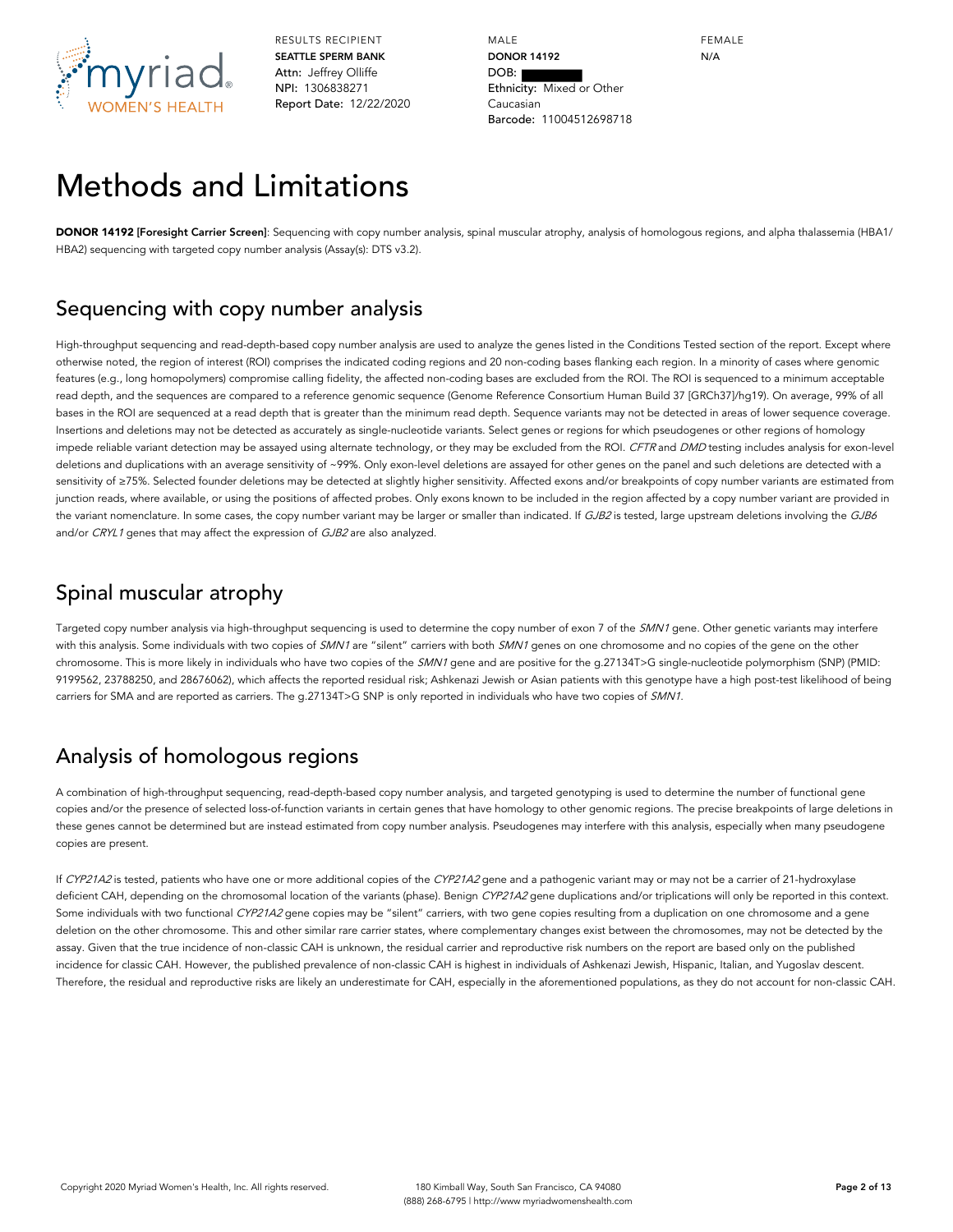RESULTS RECIPIENT
**SEATTLE SPERM BANK**
Attn: Jeffrey Olliffe
NPI: 1306838271
Report Date: 12/22/2020

MALE
**DONOR 14192**
DOB:
Ethnicity: Mixed or Other Caucasian
Barcode: 11004512698718

FEMALE
N/A

# Methods and Limitations

**DONOR 14192 [Foresight Carrier Screen]**: Sequencing with copy number analysis, spinal muscular atrophy, analysis of homologous regions, and alpha thalassemia (HBA1/HBA2) sequencing with targeted copy number analysis (Assay(s): DTS v3.2).

## Sequencing with copy number analysis

High-throughput sequencing and read-depth-based copy number analysis are used to analyze the genes listed in the Conditions Tested section of the report. Except where otherwise noted, the region of interest (ROI) comprises the indicated coding regions and 20 non-coding bases flanking each region. In a minority of cases where genomic features (e.g., long homopolymers) compromise calling fidelity, the affected non-coding bases are excluded from the ROI. The ROI is sequenced to a minimum acceptable read depth, and the sequences are compared to a reference genomic sequence (Genome Reference Consortium Human Build 37 [GRCh37]/hg19). On average, 99% of all bases in the ROI are sequenced at a read depth that is greater than the minimum read depth. Sequence variants may not be detected in areas of lower sequence coverage. Insertions and deletions may not be detected as accurately as single-nucleotide variants. Select genes or regions for which pseudogenes or other regions of homology impede reliable variant detection may be assayed using alternate technology, or they may be excluded from the ROI. *CFTR* and *DMD* testing includes analysis for exon-level deletions and duplications with an average sensitivity of ~99%. Only exon-level deletions are assayed for other genes on the panel and such deletions are detected with a sensitivity of ≥75%. Selected founder deletions may be detected at slightly higher sensitivity. Affected exons and/or breakpoints of copy number variants are estimated from junction reads, where available, or using the positions of affected probes. Only exons known to be included in the region affected by a copy number variant are provided in the variant nomenclature. In some cases, the copy number variant may be larger or smaller than indicated. If *GJB2* is tested, large upstream deletions involving the *GJB6* and/or *CRYL1* genes that may affect the expression of *GJB2* are also analyzed.

## Spinal muscular atrophy

Targeted copy number analysis via high-throughput sequencing is used to determine the copy number of exon 7 of the *SMN1* gene. Other genetic variants may interfere with this analysis. Some individuals with two copies of *SMN1* are "silent" carriers with both *SMN1* genes on one chromosome and no copies of the gene on the other chromosome. This is more likely in individuals who have two copies of the *SMN1* gene and are positive for the g.27134T>G single-nucleotide polymorphism (SNP) (PMID: 9199562, 23788250, and 28676062), which affects the reported residual risk; Ashkenazi Jewish or Asian patients with this genotype have a high post-test likelihood of being carriers for SMA and are reported as carriers. The g.27134T>G SNP is only reported in individuals who have two copies of *SMN1*.

## Analysis of homologous regions

A combination of high-throughput sequencing, read-depth-based copy number analysis, and targeted genotyping is used to determine the number of functional gene copies and/or the presence of selected loss-of-function variants in certain genes that have homology to other genomic regions. The precise breakpoints of large deletions in these genes cannot be determined but are instead estimated from copy number analysis. Pseudogenes may interfere with this analysis, especially when many pseudogene copies are present.

If *CYP21A2* is tested, patients who have one or more additional copies of the *CYP21A2* gene and a pathogenic variant may or may not be a carrier of 21-hydroxylase deficient CAH, depending on the chromosomal location of the variants (phase). Benign *CYP21A2* gene duplications and/or triplications will only be reported in this context. Some individuals with two functional *CYP21A2* gene copies may be "silent" carriers, with two gene copies resulting from a duplication on one chromosome and a gene deletion on the other chromosome. This and other similar rare carrier states, where complementary changes exist between the chromosomes, may not be detected by the assay. Given that the true incidence of non-classic CAH is unknown, the residual carrier and reproductive risk numbers on the report are based only on the published incidence for classic CAH. However, the published prevalence of non-classic CAH is highest in individuals of Ashkenazi Jewish, Hispanic, Italian, and Yugoslav descent. Therefore, the residual and reproductive risks are likely an underestimate for CAH, especially in the aforementioned populations, as they do not account for non-classic CAH.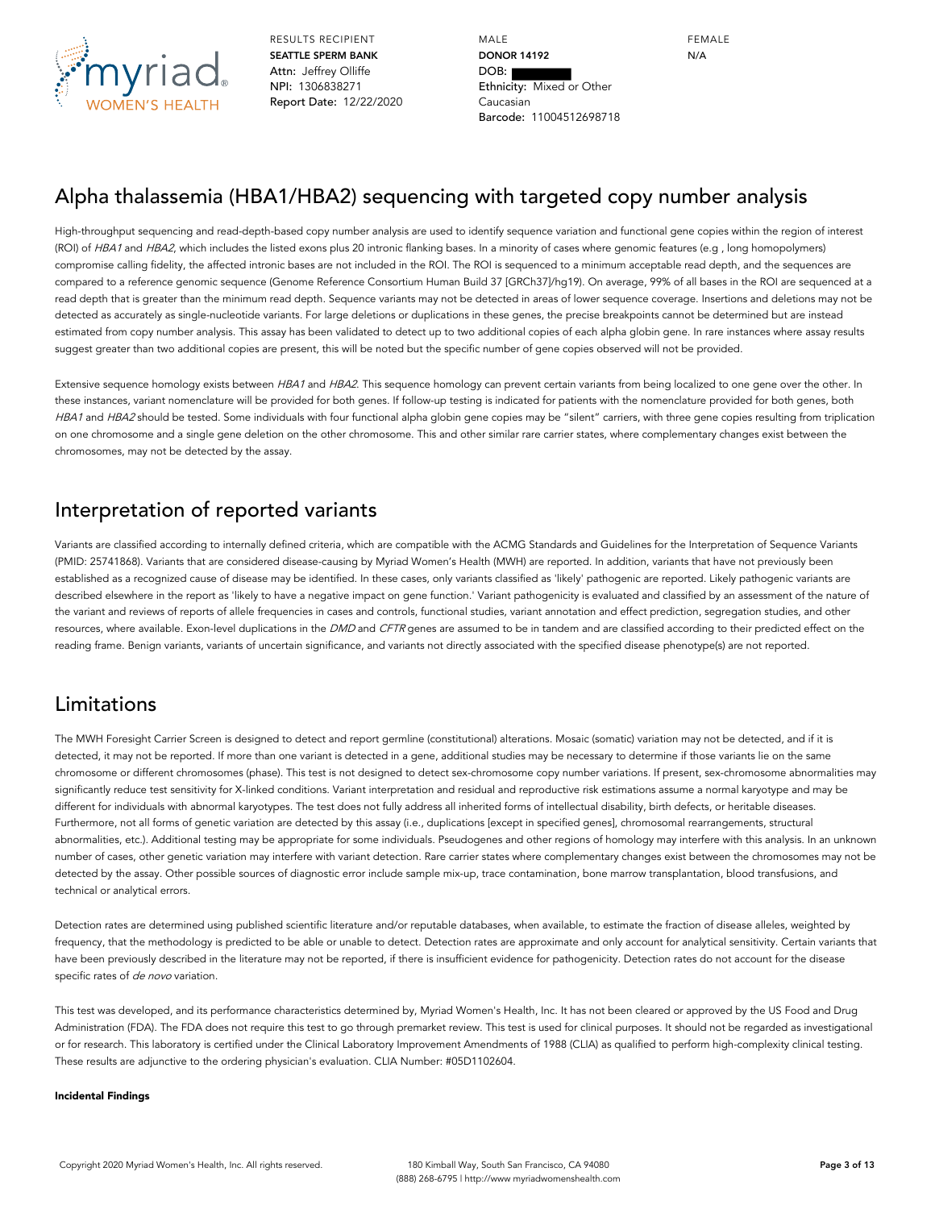RESULTS RECIPIENT
**SEATTLE SPERM BANK**
Attn: Jeffrey Olliffe
NPI: 1306838271
Report Date: 12/22/2020

MALE
**DONOR 14192**
DOB:
Ethnicity: Mixed or Other Caucasian
Barcode: 11004512698718

FEMALE
N/A

## Alpha thalassemia (HBA1/HBA2) sequencing with targeted copy number analysis

High-throughput sequencing and read-depth-based copy number analysis are used to identify sequence variation and functional gene copies within the region of interest (ROI) of *HBA1* and *HBA2*, which includes the listed exons plus 20 intronic flanking bases. In a minority of cases where genomic features (e.g , long homopolymers) compromise calling fidelity, the affected intronic bases are not included in the ROI. The ROI is sequenced to a minimum acceptable read depth, and the sequences are compared to a reference genomic sequence (Genome Reference Consortium Human Build 37 [GRCh37]/hg19). On average, 99% of all bases in the ROI are sequenced at a read depth that is greater than the minimum read depth. Sequence variants may not be detected in areas of lower sequence coverage. Insertions and deletions may not be detected as accurately as single-nucleotide variants. For large deletions or duplications in these genes, the precise breakpoints cannot be determined but are instead estimated from copy number analysis. This assay has been validated to detect up to two additional copies of each alpha globin gene. In rare instances where assay results suggest greater than two additional copies are present, this will be noted but the specific number of gene copies observed will not be provided.

Extensive sequence homology exists between *HBA1* and *HBA2*. This sequence homology can prevent certain variants from being localized to one gene over the other. In these instances, variant nomenclature will be provided for both genes. If follow-up testing is indicated for patients with the nomenclature provided for both genes, both *HBA1* and *HBA2* should be tested. Some individuals with four functional alpha globin gene copies may be "silent" carriers, with three gene copies resulting from triplication on one chromosome and a single gene deletion on the other chromosome. This and other similar rare carrier states, where complementary changes exist between the chromosomes, may not be detected by the assay.

## Interpretation of reported variants

Variants are classified according to internally defined criteria, which are compatible with the ACMG Standards and Guidelines for the Interpretation of Sequence Variants (PMID: 25741868). Variants that are considered disease-causing by Myriad Women's Health (MWH) are reported. In addition, variants that have not previously been established as a recognized cause of disease may be identified. In these cases, only variants classified as 'likely' pathogenic are reported. Likely pathogenic variants are described elsewhere in the report as 'likely to have a negative impact on gene function.' Variant pathogenicity is evaluated and classified by an assessment of the nature of the variant and reviews of reports of allele frequencies in cases and controls, functional studies, variant annotation and effect prediction, segregation studies, and other resources, where available. Exon-level duplications in the *DMD* and *CFTR* genes are assumed to be in tandem and are classified according to their predicted effect on the reading frame. Benign variants, variants of uncertain significance, and variants not directly associated with the specified disease phenotype(s) are not reported.

## Limitations

The MWH Foresight Carrier Screen is designed to detect and report germline (constitutional) alterations. Mosaic (somatic) variation may not be detected, and if it is detected, it may not be reported. If more than one variant is detected in a gene, additional studies may be necessary to determine if those variants lie on the same chromosome or different chromosomes (phase). This test is not designed to detect sex-chromosome copy number variations. If present, sex-chromosome abnormalities may significantly reduce test sensitivity for X-linked conditions. Variant interpretation and residual and reproductive risk estimations assume a normal karyotype and may be different for individuals with abnormal karyotypes. The test does not fully address all inherited forms of intellectual disability, birth defects, or heritable diseases. Furthermore, not all forms of genetic variation are detected by this assay (i.e., duplications [except in specified genes], chromosomal rearrangements, structural abnormalities, etc.). Additional testing may be appropriate for some individuals. Pseudogenes and other regions of homology may interfere with this analysis. In an unknown number of cases, other genetic variation may interfere with variant detection. Rare carrier states where complementary changes exist between the chromosomes may not be detected by the assay. Other possible sources of diagnostic error include sample mix-up, trace contamination, bone marrow transplantation, blood transfusions, and technical or analytical errors.

Detection rates are determined using published scientific literature and/or reputable databases, when available, to estimate the fraction of disease alleles, weighted by frequency, that the methodology is predicted to be able or unable to detect. Detection rates are approximate and only account for analytical sensitivity. Certain variants that have been previously described in the literature may not be reported, if there is insufficient evidence for pathogenicity. Detection rates do not account for the disease specific rates of *de novo* variation.

This test was developed, and its performance characteristics determined by, Myriad Women's Health, Inc. It has not been cleared or approved by the US Food and Drug Administration (FDA). The FDA does not require this test to go through premarket review. This test is used for clinical purposes. It should not be regarded as investigational or for research. This laboratory is certified under the Clinical Laboratory Improvement Amendments of 1988 (CLIA) as qualified to perform high-complexity clinical testing. These results are adjunctive to the ordering physician's evaluation. CLIA Number: #05D1102604.

**Incidental Findings**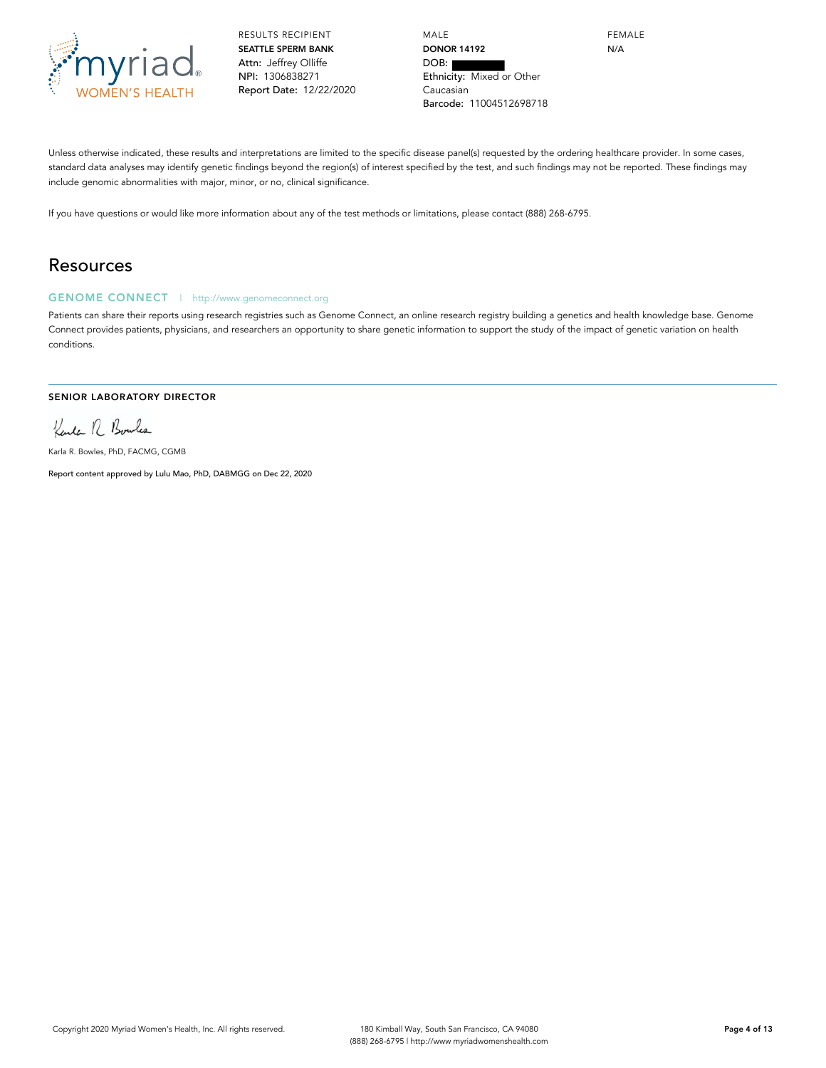RESULTS RECIPIENT
**SEATTLE SPERM BANK**
Attn: Jeffrey Olliffe
NPI: 1306838271
Report Date: 12/22/2020

MALE
**DONOR 14192**
DOB:
Ethnicity: Mixed or Other Caucasian
Barcode: 11004512698718

FEMALE
N/A

Unless otherwise indicated, these results and interpretations are limited to the specific disease panel(s) requested by the ordering healthcare provider. In some cases, standard data analyses may identify genetic findings beyond the region(s) of interest specified by the test, and such findings may not be reported. These findings may include genomic abnormalities with major, minor, or no, clinical significance.

If you have questions or would like more information about any of the test methods or limitations, please contact (888) 268-6795.

# Resources

### GENOME CONNECT | http://www.genomeconnect.org

Patients can share their reports using research registries such as Genome Connect, an online research registry building a genetics and health knowledge base. Genome Connect provides patients, physicians, and researchers an opportunity to share genetic information to support the study of the impact of genetic variation on health conditions.

---

**SENIOR LABORATORY DIRECTOR**

Karla R. Bowles, PhD, FACMG, CGMB

Report content approved by Lulu Mao, PhD, DABMGG on Dec 22, 2020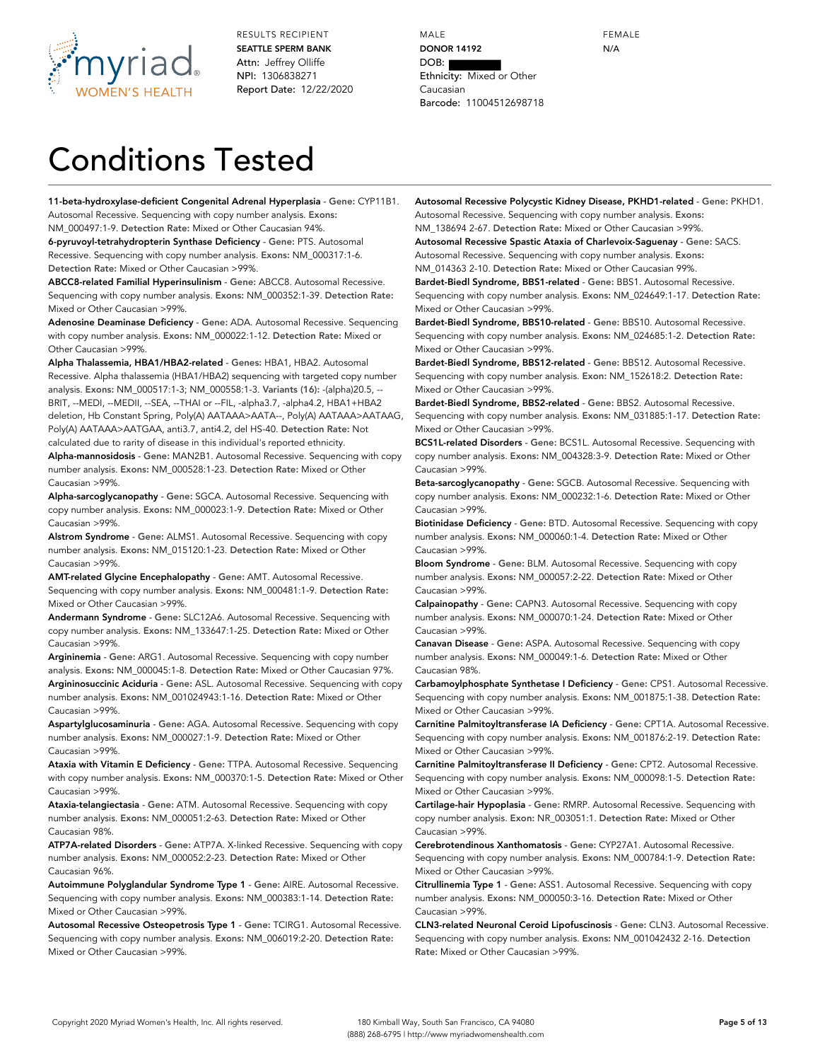RESULTS RECIPIENT
**SEATTLE SPERM BANK**
Attn: Jeffrey Olliffe
NPI: 1306838271
Report Date: 12/22/2020

MALE
**DONOR 14192**
DOB:
Ethnicity: Mixed or Other Caucasian
Barcode: 11004512698718

FEMALE
N/A

# Conditions Tested

**11-beta-hydroxylase-deficient Congenital Adrenal Hyperplasia** - **Gene:** CYP11B1. Autosomal Recessive. Sequencing with copy number analysis. **Exons:** NM_000497:1-9. **Detection Rate:** Mixed or Other Caucasian 94%.

**6-pyruvoyl-tetrahydropterin Synthase Deficiency** - **Gene:** PTS. Autosomal Recessive. Sequencing with copy number analysis. **Exons:** NM_000317:1-6. **Detection Rate:** Mixed or Other Caucasian >99%.

**ABCC8-related Familial Hyperinsulinism** - **Gene:** ABCC8. Autosomal Recessive. Sequencing with copy number analysis. **Exons:** NM_000352:1-39. **Detection Rate:** Mixed or Other Caucasian >99%.

**Adenosine Deaminase Deficiency** - **Gene:** ADA. Autosomal Recessive. Sequencing with copy number analysis. **Exons:** NM_000022:1-12. **Detection Rate:** Mixed or Other Caucasian >99%.

**Alpha Thalassemia, HBA1/HBA2-related** - **Genes:** HBA1, HBA2. Autosomal Recessive. Alpha thalassemia (HBA1/HBA2) sequencing with targeted copy number analysis. **Exons:** NM_000517:1-3; NM_000558:1-3. **Variants (16):** -(alpha)20.5, --BRIT, --MEDI, --MEDII, --SEA, --THAI or --FIL, -alpha3.7, -alpha4.2, HBA1+HBA2 deletion, Hb Constant Spring, Poly(A) AATAAA>AATA--, Poly(A) AATAAA>AATAAG, Poly(A) AATAAA>AATGAA, anti3.7, anti4.2, del HS-40. **Detection Rate:** Not calculated due to rarity of disease in this individual's reported ethnicity.

**Alpha-mannosidosis** - **Gene:** MAN2B1. Autosomal Recessive. Sequencing with copy number analysis. **Exons:** NM_000528:1-23. **Detection Rate:** Mixed or Other Caucasian >99%.

**Alpha-sarcoglycanopathy** - **Gene:** SGCA. Autosomal Recessive. Sequencing with copy number analysis. **Exons:** NM_000023:1-9. **Detection Rate:** Mixed or Other Caucasian >99%.

**Alstrom Syndrome** - **Gene:** ALMS1. Autosomal Recessive. Sequencing with copy number analysis. **Exons:** NM_015120:1-23. **Detection Rate:** Mixed or Other Caucasian >99%.

**AMT-related Glycine Encephalopathy** - **Gene:** AMT. Autosomal Recessive. Sequencing with copy number analysis. **Exons:** NM_000481:1-9. **Detection Rate:** Mixed or Other Caucasian >99%.

**Andermann Syndrome** - **Gene:** SLC12A6. Autosomal Recessive. Sequencing with copy number analysis. **Exons:** NM_133647:1-25. **Detection Rate:** Mixed or Other Caucasian >99%.

**Argininemia** - **Gene:** ARG1. Autosomal Recessive. Sequencing with copy number analysis. **Exons:** NM_000045:1-8. **Detection Rate:** Mixed or Other Caucasian 97%.

**Argininosuccinic Aciduria** - **Gene:** ASL. Autosomal Recessive. Sequencing with copy number analysis. **Exons:** NM_001024943:1-16. **Detection Rate:** Mixed or Other Caucasian >99%.

**Aspartylglucosaminuria** - **Gene:** AGA. Autosomal Recessive. Sequencing with copy number analysis. **Exons:** NM_000027:1-9. **Detection Rate:** Mixed or Other Caucasian >99%.

**Ataxia with Vitamin E Deficiency** - **Gene:** TTPA. Autosomal Recessive. Sequencing with copy number analysis. **Exons:** NM_000370:1-5. **Detection Rate:** Mixed or Other Caucasian >99%.

**Ataxia-telangiectasia** - **Gene:** ATM. Autosomal Recessive. Sequencing with copy number analysis. **Exons:** NM_000051:2-63. **Detection Rate:** Mixed or Other Caucasian 98%.

**ATP7A-related Disorders** - **Gene:** ATP7A. X-linked Recessive. Sequencing with copy number analysis. **Exons:** NM_000052:2-23. **Detection Rate:** Mixed or Other Caucasian 96%.

**Autoimmune Polyglandular Syndrome Type 1** - **Gene:** AIRE. Autosomal Recessive. Sequencing with copy number analysis. **Exons:** NM_000383:1-14. **Detection Rate:** Mixed or Other Caucasian >99%.

**Autosomal Recessive Osteopetrosis Type 1** - **Gene:** TCIRG1. Autosomal Recessive. Sequencing with copy number analysis. **Exons:** NM_006019:2-20. **Detection Rate:** Mixed or Other Caucasian >99%.

**Autosomal Recessive Polycystic Kidney Disease, PKHD1-related** - **Gene:** PKHD1. Autosomal Recessive. Sequencing with copy number analysis. **Exons:** NM_138694 2-67. **Detection Rate:** Mixed or Other Caucasian >99%.

**Autosomal Recessive Spastic Ataxia of Charlevoix-Saguenay** - **Gene:** SACS. Autosomal Recessive. Sequencing with copy number analysis. **Exons:** NM_014363 2-10. **Detection Rate:** Mixed or Other Caucasian 99%.

**Bardet-Biedl Syndrome, BBS1-related** - **Gene:** BBS1. Autosomal Recessive. Sequencing with copy number analysis. **Exons:** NM_024649:1-17. **Detection Rate:** Mixed or Other Caucasian >99%.

**Bardet-Biedl Syndrome, BBS10-related** - **Gene:** BBS10. Autosomal Recessive. Sequencing with copy number analysis. **Exons:** NM_024685:1-2. **Detection Rate:** Mixed or Other Caucasian >99%.

**Bardet-Biedl Syndrome, BBS12-related** - **Gene:** BBS12. Autosomal Recessive. Sequencing with copy number analysis. **Exon:** NM_152618:2. **Detection Rate:** Mixed or Other Caucasian >99%.

**Bardet-Biedl Syndrome, BBS2-related** - **Gene:** BBS2. Autosomal Recessive. Sequencing with copy number analysis. **Exons:** NM_031885:1-17. **Detection Rate:** Mixed or Other Caucasian >99%.

**BCS1L-related Disorders** - **Gene:** BCS1L. Autosomal Recessive. Sequencing with copy number analysis. **Exons:** NM_004328:3-9. **Detection Rate:** Mixed or Other Caucasian >99%.

**Beta-sarcoglycanopathy** - **Gene:** SGCB. Autosomal Recessive. Sequencing with copy number analysis. **Exons:** NM_000232:1-6. **Detection Rate:** Mixed or Other Caucasian >99%.

**Biotinidase Deficiency** - **Gene:** BTD. Autosomal Recessive. Sequencing with copy number analysis. **Exons:** NM_000060:1-4. **Detection Rate:** Mixed or Other Caucasian >99%.

**Bloom Syndrome** - **Gene:** BLM. Autosomal Recessive. Sequencing with copy number analysis. **Exons:** NM_000057:2-22. **Detection Rate:** Mixed or Other Caucasian >99%.

**Calpainopathy** - **Gene:** CAPN3. Autosomal Recessive. Sequencing with copy number analysis. **Exons:** NM_000070:1-24. **Detection Rate:** Mixed or Other Caucasian >99%.

**Canavan Disease** - **Gene:** ASPA. Autosomal Recessive. Sequencing with copy number analysis. **Exons:** NM_000049:1-6. **Detection Rate:** Mixed or Other Caucasian 98%.

**Carbamoylphosphate Synthetase I Deficiency** - **Gene:** CPS1. Autosomal Recessive. Sequencing with copy number analysis. **Exons:** NM_001875:1-38. **Detection Rate:** Mixed or Other Caucasian >99%.

**Carnitine Palmitoyltransferase IA Deficiency** - **Gene:** CPT1A. Autosomal Recessive. Sequencing with copy number analysis. **Exons:** NM_001876:2-19. **Detection Rate:** Mixed or Other Caucasian >99%.

**Carnitine Palmitoyltransferase II Deficiency** - **Gene:** CPT2. Autosomal Recessive. Sequencing with copy number analysis. **Exons:** NM_000098:1-5. **Detection Rate:** Mixed or Other Caucasian >99%.

**Cartilage-hair Hypoplasia** - **Gene:** RMRP. Autosomal Recessive. Sequencing with copy number analysis. **Exon:** NR_003051:1. **Detection Rate:** Mixed or Other Caucasian >99%.

**Cerebrotendinous Xanthomatosis** - **Gene:** CYP27A1. Autosomal Recessive. Sequencing with copy number analysis. **Exons:** NM_000784:1-9. **Detection Rate:** Mixed or Other Caucasian >99%.

**Citrullinemia Type 1** - **Gene:** ASS1. Autosomal Recessive. Sequencing with copy number analysis. **Exons:** NM_000050:3-16. **Detection Rate:** Mixed or Other Caucasian >99%.

**CLN3-related Neuronal Ceroid Lipofuscinosis** - **Gene:** CLN3. Autosomal Recessive. Sequencing with copy number analysis. **Exons:** NM_001042432 2-16. **Detection Rate:** Mixed or Other Caucasian >99%.

Copyright 2020 Myriad Women's Health, Inc. All rights reserved. 180 Kimball Way, South San Francisco, CA 94080 (888) 268-6795 | http://www.myriadwomenshealth.com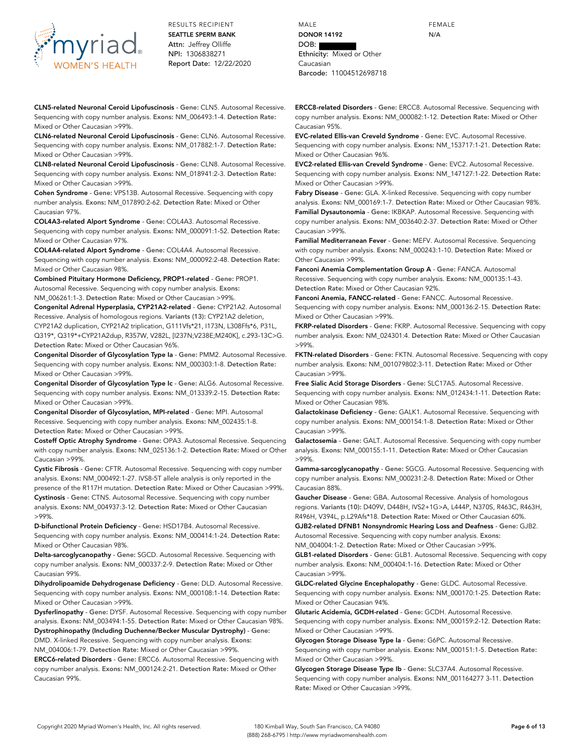RESULTS RECIPIENT
**SEATTLE SPERM BANK**
Attn: Jeffrey Olliffe
NPI: 1306838271
Report Date: 12/22/2020

MALE
**DONOR 14192**
DOB:
Ethnicity: Mixed or Other Caucasian
Barcode: 11004512698718

FEMALE
N/A

**CLN5-related Neuronal Ceroid Lipofuscinosis** - **Gene:** CLN5. Autosomal Recessive. Sequencing with copy number analysis. **Exons:** NM_006493:1-4. **Detection Rate:** Mixed or Other Caucasian >99%.

**CLN6-related Neuronal Ceroid Lipofuscinosis** - **Gene:** CLN6. Autosomal Recessive. Sequencing with copy number analysis. **Exons:** NM_017882:1-7. **Detection Rate:** Mixed or Other Caucasian >99%.

**CLN8-related Neuronal Ceroid Lipofuscinosis** - **Gene:** CLN8. Autosomal Recessive. Sequencing with copy number analysis. **Exons:** NM_018941:2-3. **Detection Rate:** Mixed or Other Caucasian >99%.

**Cohen Syndrome** - **Gene:** VPS13B. Autosomal Recessive. Sequencing with copy number analysis. **Exons:** NM_017890:2-62. **Detection Rate:** Mixed or Other Caucasian 97%.

**COL4A3-related Alport Syndrome** - **Gene:** COL4A3. Autosomal Recessive. Sequencing with copy number analysis. **Exons:** NM_000091:1-52. **Detection Rate:** Mixed or Other Caucasian 97%.

**COL4A4-related Alport Syndrome** - **Gene:** COL4A4. Autosomal Recessive. Sequencing with copy number analysis. **Exons:** NM_000092:2-48. **Detection Rate:** Mixed or Other Caucasian 98%.

**Combined Pituitary Hormone Deficiency, PROP1-related** - **Gene:** PROP1. Autosomal Recessive. Sequencing with copy number analysis. **Exons:** NM_006261:1-3. **Detection Rate:** Mixed or Other Caucasian >99%.

**Congenital Adrenal Hyperplasia, CYP21A2-related** - **Gene:** CYP21A2. Autosomal Recessive. Analysis of homologous regions. **Variants (13):** CYP21A2 deletion, CYP21A2 duplication, CYP21A2 triplication, G111Vfs*21, I173N, L308Ffs*6, P31L, Q319*, Q319*+CYP21A2dup, R357W, V282L, [I237N;V238E;M240K], c.293-13C>G. **Detection Rate:** Mixed or Other Caucasian 96%.

**Congenital Disorder of Glycosylation Type Ia** - **Gene:** PMM2. Autosomal Recessive. Sequencing with copy number analysis. **Exons:** NM_000303:1-8. **Detection Rate:** Mixed or Other Caucasian >99%.

**Congenital Disorder of Glycosylation Type Ic** - **Gene:** ALG6. Autosomal Recessive. Sequencing with copy number analysis. **Exons:** NM_013339:2-15. **Detection Rate:** Mixed or Other Caucasian >99%.

**Congenital Disorder of Glycosylation, MPI-related** - **Gene:** MPI. Autosomal Recessive. Sequencing with copy number analysis. **Exons:** NM_002435:1-8. **Detection Rate:** Mixed or Other Caucasian >99%.

**Costeff Optic Atrophy Syndrome** - **Gene:** OPA3. Autosomal Recessive. Sequencing with copy number analysis. **Exons:** NM_025136:1-2. **Detection Rate:** Mixed or Other Caucasian >99%.

**Cystic Fibrosis** - **Gene:** CFTR. Autosomal Recessive. Sequencing with copy number analysis. **Exons:** NM_000492:1-27. IVS8-5T allele analysis is only reported in the presence of the R117H mutation. **Detection Rate:** Mixed or Other Caucasian >99%.

**Cystinosis** - **Gene:** CTNS. Autosomal Recessive. Sequencing with copy number analysis. **Exons:** NM_004937:3-12. **Detection Rate:** Mixed or Other Caucasian >99%.

**D-bifunctional Protein Deficiency** - **Gene:** HSD17B4. Autosomal Recessive. Sequencing with copy number analysis. **Exons:** NM_000414:1-24. **Detection Rate:** Mixed or Other Caucasian 98%.

**Delta-sarcoglycanopathy** - **Gene:** SGCD. Autosomal Recessive. Sequencing with copy number analysis. **Exons:** NM_000337:2-9. **Detection Rate:** Mixed or Other Caucasian 99%.

**Dihydrolipoamide Dehydrogenase Deficiency** - **Gene:** DLD. Autosomal Recessive. Sequencing with copy number analysis. **Exons:** NM_000108:1-14. **Detection Rate:** Mixed or Other Caucasian >99%.

**Dysferlinopathy** - **Gene:** DYSF. Autosomal Recessive. Sequencing with copy number analysis. **Exons:** NM_003494:1-55. **Detection Rate:** Mixed or Other Caucasian 98%.

**Dystrophinopathy (Including Duchenne/Becker Muscular Dystrophy)** - **Gene:** DMD. X-linked Recessive. Sequencing with copy number analysis. **Exons:** NM_004006:1-79. **Detection Rate:** Mixed or Other Caucasian >99%.

**ERCC6-related Disorders** - **Gene:** ERCC6. Autosomal Recessive. Sequencing with copy number analysis. **Exons:** NM_000124:2-21. **Detection Rate:** Mixed or Other Caucasian 99%.

**ERCC8-related Disorders** - **Gene:** ERCC8. Autosomal Recessive. Sequencing with copy number analysis. **Exons:** NM_000082:1-12. **Detection Rate:** Mixed or Other Caucasian 95%.

**EVC-related Ellis-van Creveld Syndrome** - **Gene:** EVC. Autosomal Recessive. Sequencing with copy number analysis. **Exons:** NM_153717:1-21. **Detection Rate:** Mixed or Other Caucasian 96%.

**EVC2-related Ellis-van Creveld Syndrome** - **Gene:** EVC2. Autosomal Recessive. Sequencing with copy number analysis. **Exons:** NM_147127:1-22. **Detection Rate:** Mixed or Other Caucasian >99%.

**Fabry Disease** - **Gene:** GLA. X-linked Recessive. Sequencing with copy number analysis. **Exons:** NM_000169:1-7. **Detection Rate:** Mixed or Other Caucasian 98%.

**Familial Dysautonomia** - **Gene:** IKBKAP. Autosomal Recessive. Sequencing with copy number analysis. **Exons:** NM_003640:2-37. **Detection Rate:** Mixed or Other Caucasian >99%.

**Familial Mediterranean Fever** - **Gene:** MEFV. Autosomal Recessive. Sequencing with copy number analysis. **Exons:** NM_000243:1-10. **Detection Rate:** Mixed or Other Caucasian >99%.

**Fanconi Anemia Complementation Group A** - **Gene:** FANCA. Autosomal Recessive. Sequencing with copy number analysis. **Exons:** NM_000135:1-43. **Detection Rate:** Mixed or Other Caucasian 92%.

**Fanconi Anemia, FANCC-related** - **Gene:** FANCC. Autosomal Recessive. Sequencing with copy number analysis. **Exons:** NM_000136:2-15. **Detection Rate:** Mixed or Other Caucasian >99%.

**FKRP-related Disorders** - **Gene:** FKRP. Autosomal Recessive. Sequencing with copy number analysis. **Exon:** NM_024301:4. **Detection Rate:** Mixed or Other Caucasian >99%.

**FKTN-related Disorders** - **Gene:** FKTN. Autosomal Recessive. Sequencing with copy number analysis. **Exons:** NM_001079802:3-11. **Detection Rate:** Mixed or Other Caucasian >99%.

**Free Sialic Acid Storage Disorders** - **Gene:** SLC17A5. Autosomal Recessive. Sequencing with copy number analysis. **Exons:** NM_012434:1-11. **Detection Rate:** Mixed or Other Caucasian 98%.

**Galactokinase Deficiency** - **Gene:** GALK1. Autosomal Recessive. Sequencing with copy number analysis. **Exons:** NM_000154:1-8. **Detection Rate:** Mixed or Other Caucasian >99%.

**Galactosemia** - **Gene:** GALT. Autosomal Recessive. Sequencing with copy number analysis. **Exons:** NM_000155:1-11. **Detection Rate:** Mixed or Other Caucasian >99%.

**Gamma-sarcoglycanopathy** - **Gene:** SGCG. Autosomal Recessive. Sequencing with copy number analysis. **Exons:** NM_000231:2-8. **Detection Rate:** Mixed or Other Caucasian 88%.

**Gaucher Disease** - **Gene:** GBA. Autosomal Recessive. Analysis of homologous regions. **Variants (10):** D409V, D448H, IVS2+1G>A, L444P, N370S, R463C, R463H, R496H, V394L, p.L29Afs*18. **Detection Rate:** Mixed or Other Caucasian 60%.

**GJB2-related DFNB1 Nonsyndromic Hearing Loss and Deafness** - **Gene:** GJB2. Autosomal Recessive. Sequencing with copy number analysis. **Exons:** NM_004004:1-2. **Detection Rate:** Mixed or Other Caucasian >99%.

**GLB1-related Disorders** - **Gene:** GLB1. Autosomal Recessive. Sequencing with copy number analysis. **Exons:** NM_000404:1-16. **Detection Rate:** Mixed or Other Caucasian >99%.

**GLDC-related Glycine Encephalopathy** - **Gene:** GLDC. Autosomal Recessive. Sequencing with copy number analysis. **Exons:** NM_000170:1-25. **Detection Rate:** Mixed or Other Caucasian 94%.

**Glutaric Acidemia, GCDH-related** - **Gene:** GCDH. Autosomal Recessive. Sequencing with copy number analysis. **Exons:** NM_000159:2-12. **Detection Rate:** Mixed or Other Caucasian >99%.

**Glycogen Storage Disease Type Ia** - **Gene:** G6PC. Autosomal Recessive. Sequencing with copy number analysis. **Exons:** NM_000151:1-5. **Detection Rate:** Mixed or Other Caucasian >99%.

**Glycogen Storage Disease Type Ib** - **Gene:** SLC37A4. Autosomal Recessive. Sequencing with copy number analysis. **Exons:** NM_001164277 3-11. **Detection Rate:** Mixed or Other Caucasian >99%.

Copyright 2020 Myriad Women's Health, Inc. All rights reserved.

180 Kimball Way, South San Francisco, CA 94080
(888) 268-6795 | http://www.myriadwomenshealth.com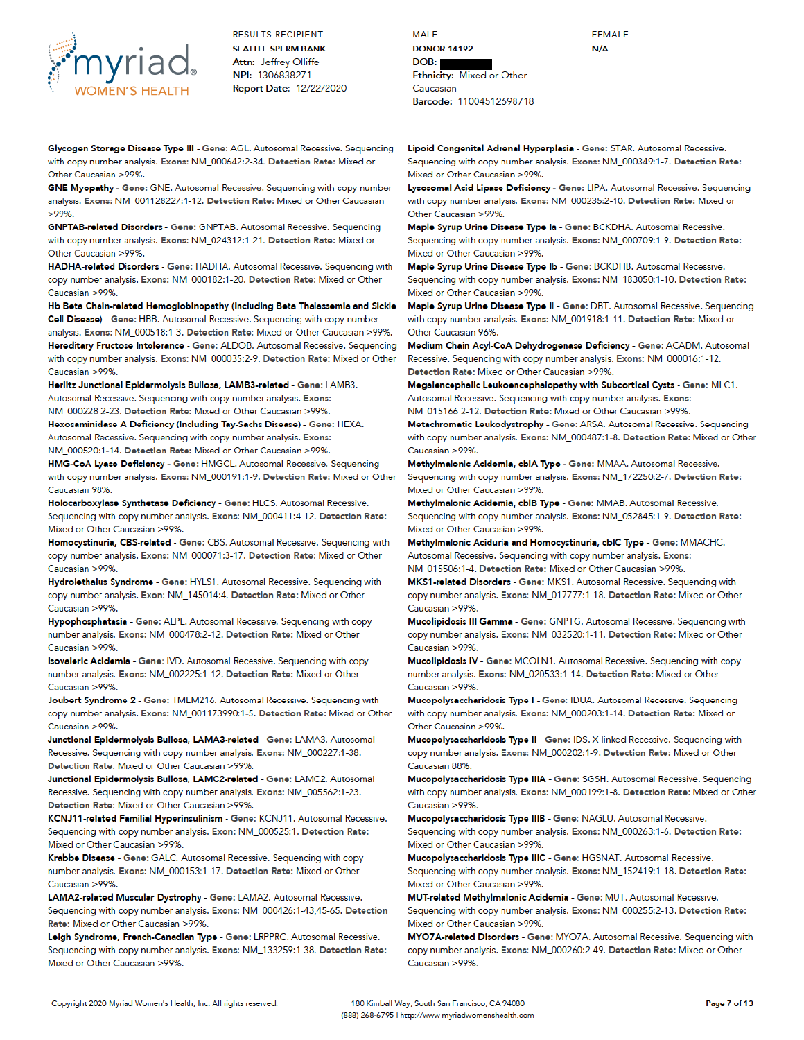myriad WOMEN'S HEALTH

RESULTS RECIPIENT
**SEATTLE SPERM BANK**
Attn: Jeffrey Olliffe
NPI: 1306838271
Report Date: 12/22/2020

MALE
**DONOR 14192**
DOB:
Ethnicity: Mixed or Other Caucasian
Barcode: 11004512698718

FEMALE
N/A

**Glycogen Storage Disease Type III** - **Gene:** AGL. Autosomal Recessive. Sequencing with copy number analysis. **Exons:** NM_000642:2-34. **Detection Rate:** Mixed or Other Caucasian >99%.

**GNE Myopathy** - **Gene:** GNE. Autosomal Recessive. Sequencing with copy number analysis. **Exons:** NM_001128227:1-12. **Detection Rate:** Mixed or Other Caucasian >99%.

**GNPTAB-related Disorders** - **Gene:** GNPTAB. Autosomal Recessive. Sequencing with copy number analysis. **Exons:** NM_024312:1-21. **Detection Rate:** Mixed or Other Caucasian >99%.

**HADHA-related Disorders** - **Gene:** HADHA. Autosomal Recessive. Sequencing with copy number analysis. **Exons:** NM_000182:1-20. **Detection Rate:** Mixed or Other Caucasian >99%.

**Hb Beta Chain-related Hemoglobinopathy (Including Beta Thalassemia and Sickle Cell Disease)** - **Gene:** HBB. Autosomal Recessive. Sequencing with copy number analysis. **Exons:** NM_000518:1-3. **Detection Rate:** Mixed or Other Caucasian >99%.

**Hereditary Fructose Intolerance** - **Gene:** ALDOB. Autosomal Recessive. Sequencing with copy number analysis. **Exons:** NM_000035:2-9. **Detection Rate:** Mixed or Other Caucasian >99%.

**Herlitz Junctional Epidermolysis Bullosa, LAMB3-related** - **Gene:** LAMB3. Autosomal Recessive. Sequencing with copy number analysis. **Exons:** NM_000228:2-23. **Detection Rate:** Mixed or Other Caucasian >99%.

**Hexosaminidase A Deficiency (Including Tay-Sachs Disease)** - **Gene:** HEXA. Autosomal Recessive. Sequencing with copy number analysis. **Exons:** NM_000520:1-14. **Detection Rate:** Mixed or Other Caucasian >99%.

**HMG-CoA Lyase Deficiency** - **Gene:** HMGCL. Autosomal Recessive. Sequencing with copy number analysis. **Exons:** NM_000191:1-9. **Detection Rate:** Mixed or Other Caucasian 98%.

**Holocarboxylase Synthetase Deficiency** - **Gene:** HLCS. Autosomal Recessive. Sequencing with copy number analysis. **Exons:** NM_000411:4-12. **Detection Rate:** Mixed or Other Caucasian >99%.

**Homocystinuria, CBS-related** - **Gene:** CBS. Autosomal Recessive. Sequencing with copy number analysis. **Exons:** NM_000071:3-17. **Detection Rate:** Mixed or Other Caucasian >99%.

**Hydrolethalus Syndrome** - **Gene:** HYLS1. Autosomal Recessive. Sequencing with copy number analysis. **Exon:** NM_145014:4. **Detection Rate:** Mixed or Other Caucasian >99%.

**Hypophosphatasia** - **Gene:** ALPL. Autosomal Recessive. Sequencing with copy number analysis. **Exons:** NM_000478:2-12. **Detection Rate:** Mixed or Other Caucasian >99%.

**Isovaleric Acidemia** - **Gene:** IVD. Autosomal Recessive. Sequencing with copy number analysis. **Exons:** NM_002225:1-12. **Detection Rate:** Mixed or Other Caucasian >99%.

**Joubert Syndrome 2** - **Gene:** TMEM216. Autosomal Recessive. Sequencing with copy number analysis. **Exons:** NM_001173990:1-5. **Detection Rate:** Mixed or Other Caucasian >99%.

**Junctional Epidermolysis Bullosa, LAMA3-related** - **Gene:** LAMA3. Autosomal Recessive. Sequencing with copy number analysis. **Exons:** NM_000227:1-38. **Detection Rate:** Mixed or Other Caucasian >99%.

**Junctional Epidermolysis Bullosa, LAMC2-related** - **Gene:** LAMC2. Autosomal Recessive. Sequencing with copy number analysis. **Exons:** NM_005562:1-23. **Detection Rate:** Mixed or Other Caucasian >99%.

**KCNJ11-related Familial Hyperinsulinism** - **Gene:** KCNJ11. Autosomal Recessive. Sequencing with copy number analysis. **Exon:** NM_000525:1. **Detection Rate:** Mixed or Other Caucasian >99%.

**Krabbe Disease** - **Gene:** GALC. Autosomal Recessive. Sequencing with copy number analysis. **Exons:** NM_000153:1-17. **Detection Rate:** Mixed or Other Caucasian >99%.

**LAMA2-related Muscular Dystrophy** - **Gene:** LAMA2. Autosomal Recessive. Sequencing with copy number analysis. **Exons:** NM_000426:1-43,45-65. **Detection Rate:** Mixed or Other Caucasian >99%.

**Leigh Syndrome, French-Canadian Type** - **Gene:** LRPPRC. Autosomal Recessive. Sequencing with copy number analysis. **Exons:** NM_133259:1-38. **Detection Rate:** Mixed or Other Caucasian >99%.

**Lipoid Congenital Adrenal Hyperplasia** - **Gene:** STAR. Autosomal Recessive. Sequencing with copy number analysis. **Exons:** NM_000349:1-7. **Detection Rate:** Mixed or Other Caucasian >99%.

**Lysosomal Acid Lipase Deficiency** - **Gene:** LIPA. Autosomal Recessive. Sequencing with copy number analysis. **Exons:** NM_000235:2-10. **Detection Rate:** Mixed or Other Caucasian >99%.

**Maple Syrup Urine Disease Type Ia** - **Gene:** BCKDHA. Autosomal Recessive. Sequencing with copy number analysis. **Exons:** NM_000709:1-9. **Detection Rate:** Mixed or Other Caucasian >99%.

**Maple Syrup Urine Disease Type Ib** - **Gene:** BCKDHB. Autosomal Recessive. Sequencing with copy number analysis. **Exons:** NM_183050:1-10. **Detection Rate:** Mixed or Other Caucasian >99%.

**Maple Syrup Urine Disease Type II** - **Gene:** DBT. Autosomal Recessive. Sequencing with copy number analysis. **Exons:** NM_001918:1-11. **Detection Rate:** Mixed or Other Caucasian 96%.

**Medium Chain Acyl-CoA Dehydrogenase Deficiency** - **Gene:** ACADM. Autosomal Recessive. Sequencing with copy number analysis. **Exons:** NM_000016:1-12. **Detection Rate:** Mixed or Other Caucasian >99%.

**Megalencephalic Leukoencephalopathy with Subcortical Cysts** - **Gene:** MLC1. Autosomal Recessive. Sequencing with copy number analysis. **Exons:** NM_015166:2-12. **Detection Rate:** Mixed or Other Caucasian >99%.

**Metachromatic Leukodystrophy** - **Gene:** ARSA. Autosomal Recessive. Sequencing with copy number analysis. **Exons:** NM_000487:1-8. **Detection Rate:** Mixed or Other Caucasian >99%.

**Methylmalonic Acidemia, cblA Type** - **Gene:** MMAA. Autosomal Recessive. Sequencing with copy number analysis. **Exons:** NM_172250:2-7. **Detection Rate:** Mixed or Other Caucasian >99%.

**Methylmalonic Acidemia, cblB Type** - **Gene:** MMAB. Autosomal Recessive. Sequencing with copy number analysis. **Exons:** NM_052845:1-9. **Detection Rate:** Mixed or Other Caucasian >99%.

**Methylmalonic Aciduria and Homocystinuria, cblC Type** - **Gene:** MMACHC. Autosomal Recessive. Sequencing with copy number analysis. **Exons:** NM_015506:1-4. **Detection Rate:** Mixed or Other Caucasian >99%.

**MKS1-related Disorders** - **Gene:** MKS1. Autosomal Recessive. Sequencing with copy number analysis. **Exons:** NM_017777:1-18. **Detection Rate:** Mixed or Other Caucasian >99%.

**Mucolipidosis III Gamma** - **Gene:** GNPTG. Autosomal Recessive. Sequencing with copy number analysis. **Exons:** NM_032520:1-11. **Detection Rate:** Mixed or Other Caucasian >99%.

**Mucolipidosis IV** - **Gene:** MCOLN1. Autosomal Recessive. Sequencing with copy number analysis. **Exons:** NM_020533:1-14. **Detection Rate:** Mixed or Other Caucasian >99%.

**Mucopolysaccharidosis Type I** - **Gene:** IDUA. Autosomal Recessive. Sequencing with copy number analysis. **Exons:** NM_000203:1-14. **Detection Rate:** Mixed or Other Caucasian >99%.

**Mucopolysaccharidosis Type II** - **Gene:** IDS. X-linked Recessive. Sequencing with copy number analysis. **Exons:** NM_000202:1-9. **Detection Rate:** Mixed or Other Caucasian 88%.

**Mucopolysaccharidosis Type IIIA** - **Gene:** SGSH. Autosomal Recessive. Sequencing with copy number analysis. **Exons:** NM_000199:1-8. **Detection Rate:** Mixed or Other Caucasian >99%.

**Mucopolysaccharidosis Type IIIB** - **Gene:** NAGLU. Autosomal Recessive. Sequencing with copy number analysis. **Exons:** NM_000263:1-6. **Detection Rate:** Mixed or Other Caucasian >99%.

**Mucopolysaccharidosis Type IIIC** - **Gene:** HGSNAT. Autosomal Recessive. Sequencing with copy number analysis. **Exons:** NM_152419:1-18. **Detection Rate:** Mixed or Other Caucasian >99%.

**MUT-related Methylmalonic Acidemia** - **Gene:** MUT. Autosomal Recessive. Sequencing with copy number analysis. **Exons:** NM_000255:2-13. **Detection Rate:** Mixed or Other Caucasian >99%.

**MYO7A-related Disorders** - **Gene:** MYO7A. Autosomal Recessive. Sequencing with copy number analysis. **Exons:** NM_000260:2-49. **Detection Rate:** Mixed or Other Caucasian >99%.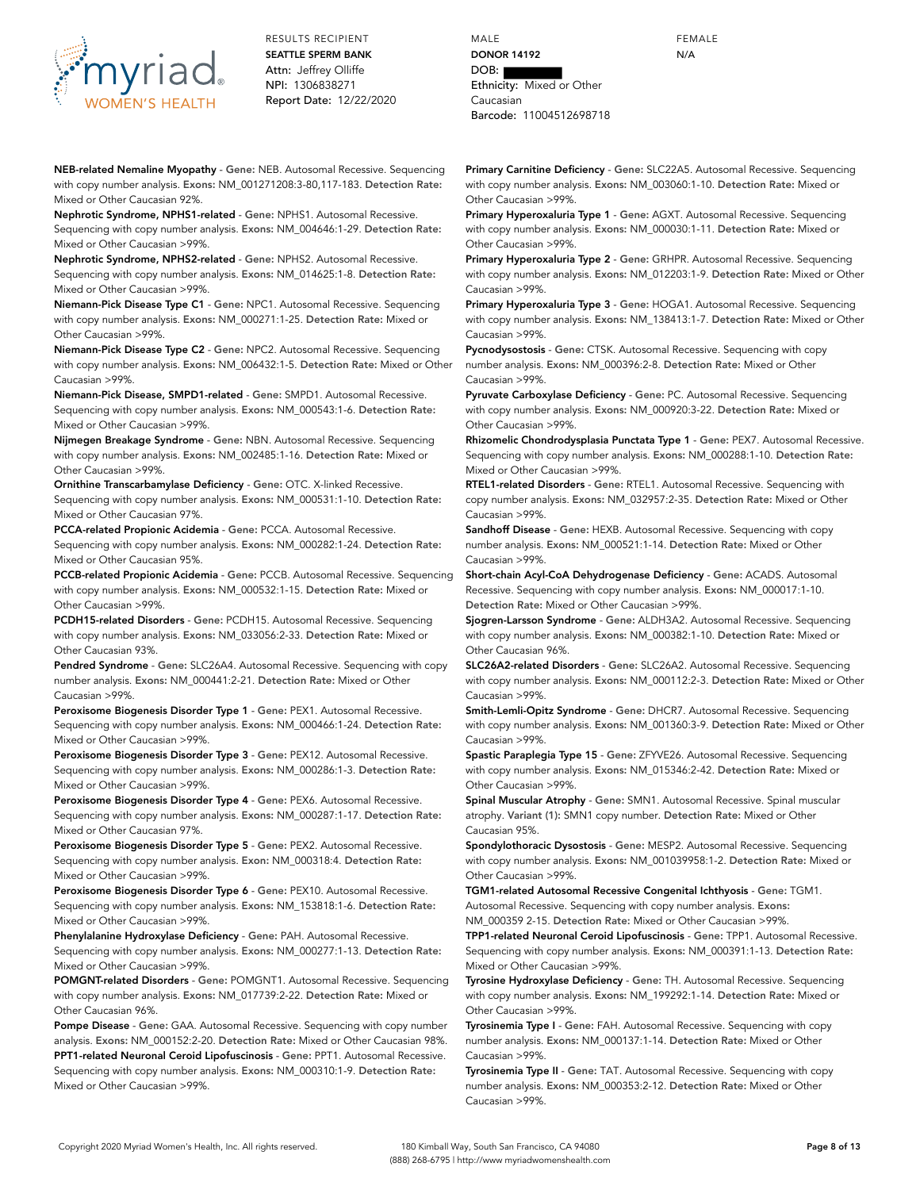RESULTS RECIPIENT
**SEATTLE SPERM BANK**
Attn: Jeffrey Olliffe
NPI: 1306838271
Report Date: 12/22/2020

MALE
**DONOR 14192**
DOB:
Ethnicity: Mixed or Other Caucasian
Barcode: 11004512698718

FEMALE
N/A

**NEB-related Nemaline Myopathy** - **Gene:** NEB. Autosomal Recessive. Sequencing with copy number analysis. **Exons:** NM_001271208:3-80,117-183. **Detection Rate:** Mixed or Other Caucasian 92%.

**Nephrotic Syndrome, NPHS1-related** - **Gene:** NPHS1. Autosomal Recessive. Sequencing with copy number analysis. **Exons:** NM_004646:1-29. **Detection Rate:** Mixed or Other Caucasian >99%.

**Nephrotic Syndrome, NPHS2-related** - **Gene:** NPHS2. Autosomal Recessive. Sequencing with copy number analysis. **Exons:** NM_014625:1-8. **Detection Rate:** Mixed or Other Caucasian >99%.

**Niemann-Pick Disease Type C1** - **Gene:** NPC1. Autosomal Recessive. Sequencing with copy number analysis. **Exons:** NM_000271:1-25. **Detection Rate:** Mixed or Other Caucasian >99%.

**Niemann-Pick Disease Type C2** - **Gene:** NPC2. Autosomal Recessive. Sequencing with copy number analysis. **Exons:** NM_006432:1-5. **Detection Rate:** Mixed or Other Caucasian >99%.

**Niemann-Pick Disease, SMPD1-related** - **Gene:** SMPD1. Autosomal Recessive. Sequencing with copy number analysis. **Exons:** NM_000543:1-6. **Detection Rate:** Mixed or Other Caucasian >99%.

**Nijmegen Breakage Syndrome** - **Gene:** NBN. Autosomal Recessive. Sequencing with copy number analysis. **Exons:** NM_002485:1-16. **Detection Rate:** Mixed or Other Caucasian >99%.

**Ornithine Transcarbamylase Deficiency** - **Gene:** OTC. X-linked Recessive. Sequencing with copy number analysis. **Exons:** NM_000531:1-10. **Detection Rate:** Mixed or Other Caucasian 97%.

**PCCA-related Propionic Acidemia** - **Gene:** PCCA. Autosomal Recessive. Sequencing with copy number analysis. **Exons:** NM_000282:1-24. **Detection Rate:** Mixed or Other Caucasian 95%.

**PCCB-related Propionic Acidemia** - **Gene:** PCCB. Autosomal Recessive. Sequencing with copy number analysis. **Exons:** NM_000532:1-15. **Detection Rate:** Mixed or Other Caucasian >99%.

**PCDH15-related Disorders** - **Gene:** PCDH15. Autosomal Recessive. Sequencing with copy number analysis. **Exons:** NM_033056:2-33. **Detection Rate:** Mixed or Other Caucasian 93%.

**Pendred Syndrome** - **Gene:** SLC26A4. Autosomal Recessive. Sequencing with copy number analysis. **Exons:** NM_000441:2-21. **Detection Rate:** Mixed or Other Caucasian >99%.

**Peroxisome Biogenesis Disorder Type 1** - **Gene:** PEX1. Autosomal Recessive. Sequencing with copy number analysis. **Exons:** NM_000466:1-24. **Detection Rate:** Mixed or Other Caucasian >99%.

**Peroxisome Biogenesis Disorder Type 3** - **Gene:** PEX12. Autosomal Recessive. Sequencing with copy number analysis. **Exons:** NM_000286:1-3. **Detection Rate:** Mixed or Other Caucasian >99%.

**Peroxisome Biogenesis Disorder Type 4** - **Gene:** PEX6. Autosomal Recessive. Sequencing with copy number analysis. **Exons:** NM_000287:1-17. **Detection Rate:** Mixed or Other Caucasian 97%.

**Peroxisome Biogenesis Disorder Type 5** - **Gene:** PEX2. Autosomal Recessive. Sequencing with copy number analysis. **Exon:** NM_000318:4. **Detection Rate:** Mixed or Other Caucasian >99%.

**Peroxisome Biogenesis Disorder Type 6** - **Gene:** PEX10. Autosomal Recessive. Sequencing with copy number analysis. **Exons:** NM_153818:1-6. **Detection Rate:** Mixed or Other Caucasian >99%.

**Phenylalanine Hydroxylase Deficiency** - **Gene:** PAH. Autosomal Recessive. Sequencing with copy number analysis. **Exons:** NM_000277:1-13. **Detection Rate:** Mixed or Other Caucasian >99%.

**POMGNT-related Disorders** - **Gene:** POMGNT1. Autosomal Recessive. Sequencing with copy number analysis. **Exons:** NM_017739:2-22. **Detection Rate:** Mixed or Other Caucasian 96%.

**Pompe Disease** - **Gene:** GAA. Autosomal Recessive. Sequencing with copy number analysis. **Exons:** NM_000152:2-20. **Detection Rate:** Mixed or Other Caucasian 98%.

**PPT1-related Neuronal Ceroid Lipofuscinosis** - **Gene:** PPT1. Autosomal Recessive. Sequencing with copy number analysis. **Exons:** NM_000310:1-9. **Detection Rate:** Mixed or Other Caucasian >99%.

**Primary Carnitine Deficiency** - **Gene:** SLC22A5. Autosomal Recessive. Sequencing with copy number analysis. **Exons:** NM_003060:1-10. **Detection Rate:** Mixed or Other Caucasian >99%.

**Primary Hyperoxaluria Type 1** - **Gene:** AGXT. Autosomal Recessive. Sequencing with copy number analysis. **Exons:** NM_000030:1-11. **Detection Rate:** Mixed or Other Caucasian >99%.

**Primary Hyperoxaluria Type 2** - **Gene:** GRHPR. Autosomal Recessive. Sequencing with copy number analysis. **Exons:** NM_012203:1-9. **Detection Rate:** Mixed or Other Caucasian >99%.

**Primary Hyperoxaluria Type 3** - **Gene:** HOGA1. Autosomal Recessive. Sequencing with copy number analysis. **Exons:** NM_138413:1-7. **Detection Rate:** Mixed or Other Caucasian >99%.

**Pycnodysostosis** - **Gene:** CTSK. Autosomal Recessive. Sequencing with copy number analysis. **Exons:** NM_000396:2-8. **Detection Rate:** Mixed or Other Caucasian >99%.

**Pyruvate Carboxylase Deficiency** - **Gene:** PC. Autosomal Recessive. Sequencing with copy number analysis. **Exons:** NM_000920:3-22. **Detection Rate:** Mixed or Other Caucasian >99%.

**Rhizomelic Chondrodysplasia Punctata Type 1** - **Gene:** PEX7. Autosomal Recessive. Sequencing with copy number analysis. **Exons:** NM_000288:1-10. **Detection Rate:** Mixed or Other Caucasian >99%.

**RTEL1-related Disorders** - **Gene:** RTEL1. Autosomal Recessive. Sequencing with copy number analysis. **Exons:** NM_032957:2-35. **Detection Rate:** Mixed or Other Caucasian >99%.

**Sandhoff Disease** - **Gene:** HEXB. Autosomal Recessive. Sequencing with copy number analysis. **Exons:** NM_000521:1-14. **Detection Rate:** Mixed or Other Caucasian >99%.

**Short-chain Acyl-CoA Dehydrogenase Deficiency** - **Gene:** ACADS. Autosomal Recessive. Sequencing with copy number analysis. **Exons:** NM_000017:1-10. **Detection Rate:** Mixed or Other Caucasian >99%.

**Sjogren-Larsson Syndrome** - **Gene:** ALDH3A2. Autosomal Recessive. Sequencing with copy number analysis. **Exons:** NM_000382:1-10. **Detection Rate:** Mixed or Other Caucasian 96%.

**SLC26A2-related Disorders** - **Gene:** SLC26A2. Autosomal Recessive. Sequencing with copy number analysis. **Exons:** NM_000112:2-3. **Detection Rate:** Mixed or Other Caucasian >99%.

**Smith-Lemli-Opitz Syndrome** - **Gene:** DHCR7. Autosomal Recessive. Sequencing with copy number analysis. **Exons:** NM_001360:3-9. **Detection Rate:** Mixed or Other Caucasian >99%.

**Spastic Paraplegia Type 15** - **Gene:** ZFYVE26. Autosomal Recessive. Sequencing with copy number analysis. **Exons:** NM_015346:2-42. **Detection Rate:** Mixed or Other Caucasian >99%.

**Spinal Muscular Atrophy** - **Gene:** SMN1. Autosomal Recessive. Spinal muscular atrophy. **Variant (1):** SMN1 copy number. **Detection Rate:** Mixed or Other Caucasian 95%.

**Spondylothoracic Dysostosis** - **Gene:** MESP2. Autosomal Recessive. Sequencing with copy number analysis. **Exons:** NM_001039958:1-2. **Detection Rate:** Mixed or Other Caucasian >99%.

**TGM1-related Autosomal Recessive Congenital Ichthyosis** - **Gene:** TGM1. Autosomal Recessive. Sequencing with copy number analysis. **Exons:** NM_000359 2-15. **Detection Rate:** Mixed or Other Caucasian >99%.

**TPP1-related Neuronal Ceroid Lipofuscinosis** - **Gene:** TPP1. Autosomal Recessive. Sequencing with copy number analysis. **Exons:** NM_000391:1-13. **Detection Rate:** Mixed or Other Caucasian >99%.

**Tyrosine Hydroxylase Deficiency** - **Gene:** TH. Autosomal Recessive. Sequencing with copy number analysis. **Exons:** NM_199292:1-14. **Detection Rate:** Mixed or Other Caucasian >99%.

**Tyrosinemia Type I** - **Gene:** FAH. Autosomal Recessive. Sequencing with copy number analysis. **Exons:** NM_000137:1-14. **Detection Rate:** Mixed or Other Caucasian >99%.

**Tyrosinemia Type II** - **Gene:** TAT. Autosomal Recessive. Sequencing with copy number analysis. **Exons:** NM_000353:2-12. **Detection Rate:** Mixed or Other Caucasian >99%.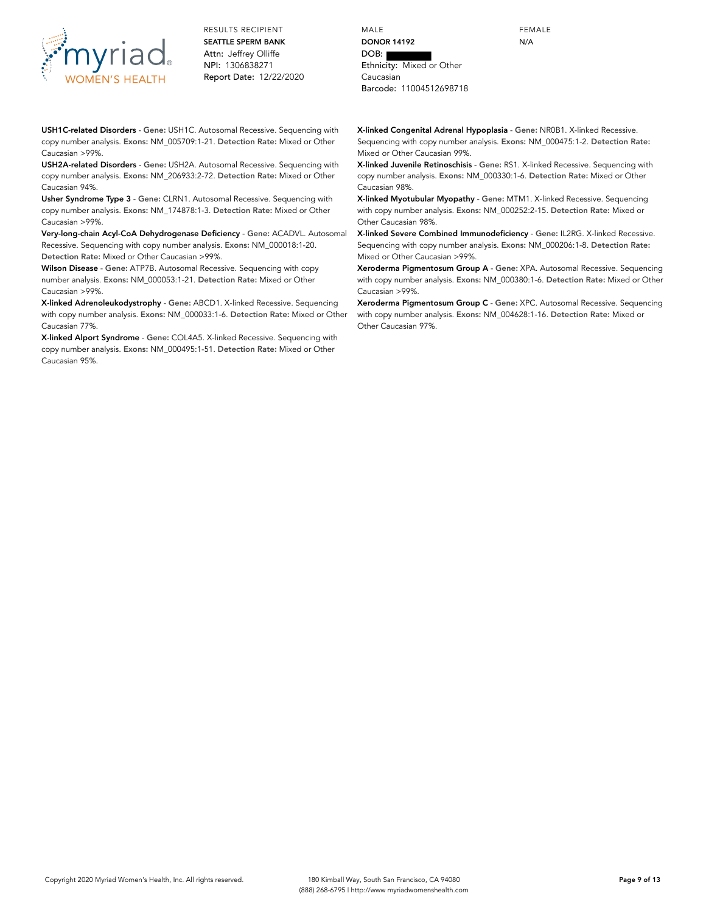RESULTS RECIPIENT
**SEATTLE SPERM BANK**
Attn: Jeffrey Olliffe
NPI: 1306838271
Report Date: 12/22/2020

MALE
**DONOR 14192**
DOB:
Ethnicity: Mixed or Other Caucasian
Barcode: 11004512698718

FEMALE
N/A

**USH1C-related Disorders** - **Gene:** USH1C. Autosomal Recessive. Sequencing with copy number analysis. **Exons:** NM_005709:1-21. **Detection Rate:** Mixed or Other Caucasian >99%.

**USH2A-related Disorders** - **Gene:** USH2A. Autosomal Recessive. Sequencing with copy number analysis. **Exons:** NM_206933:2-72. **Detection Rate:** Mixed or Other Caucasian 94%.

**Usher Syndrome Type 3** - **Gene:** CLRN1. Autosomal Recessive. Sequencing with copy number analysis. **Exons:** NM_174878:1-3. **Detection Rate:** Mixed or Other Caucasian >99%.

**Very-long-chain Acyl-CoA Dehydrogenase Deficiency** - **Gene:** ACADVL. Autosomal Recessive. Sequencing with copy number analysis. **Exons:** NM_000018:1-20. **Detection Rate:** Mixed or Other Caucasian >99%.

**Wilson Disease** - **Gene:** ATP7B. Autosomal Recessive. Sequencing with copy number analysis. **Exons:** NM_000053:1-21. **Detection Rate:** Mixed or Other Caucasian >99%.

**X-linked Adrenoleukodystrophy** - **Gene:** ABCD1. X-linked Recessive. Sequencing with copy number analysis. **Exons:** NM_000033:1-6. **Detection Rate:** Mixed or Other Caucasian 77%.

**X-linked Alport Syndrome** - **Gene:** COL4A5. X-linked Recessive. Sequencing with copy number analysis. **Exons:** NM_000495:1-51. **Detection Rate:** Mixed or Other Caucasian 95%.

**X-linked Congenital Adrenal Hypoplasia** - **Gene:** NR0B1. X-linked Recessive. Sequencing with copy number analysis. **Exons:** NM_000475:1-2. **Detection Rate:** Mixed or Other Caucasian 99%.

**X-linked Juvenile Retinoschisis** - **Gene:** RS1. X-linked Recessive. Sequencing with copy number analysis. **Exons:** NM_000330:1-6. **Detection Rate:** Mixed or Other Caucasian 98%.

**X-linked Myotubular Myopathy** - **Gene:** MTM1. X-linked Recessive. Sequencing with copy number analysis. **Exons:** NM_000252:2-15. **Detection Rate:** Mixed or Other Caucasian 98%.

**X-linked Severe Combined Immunodeficiency** - **Gene:** IL2RG. X-linked Recessive. Sequencing with copy number analysis. **Exons:** NM_000206:1-8. **Detection Rate:** Mixed or Other Caucasian >99%.

**Xeroderma Pigmentosum Group A** - **Gene:** XPA. Autosomal Recessive. Sequencing with copy number analysis. **Exons:** NM_000380:1-6. **Detection Rate:** Mixed or Other Caucasian >99%.

**Xeroderma Pigmentosum Group C** - **Gene:** XPC. Autosomal Recessive. Sequencing with copy number analysis. **Exons:** NM_004628:1-16. **Detection Rate:** Mixed or Other Caucasian 97%.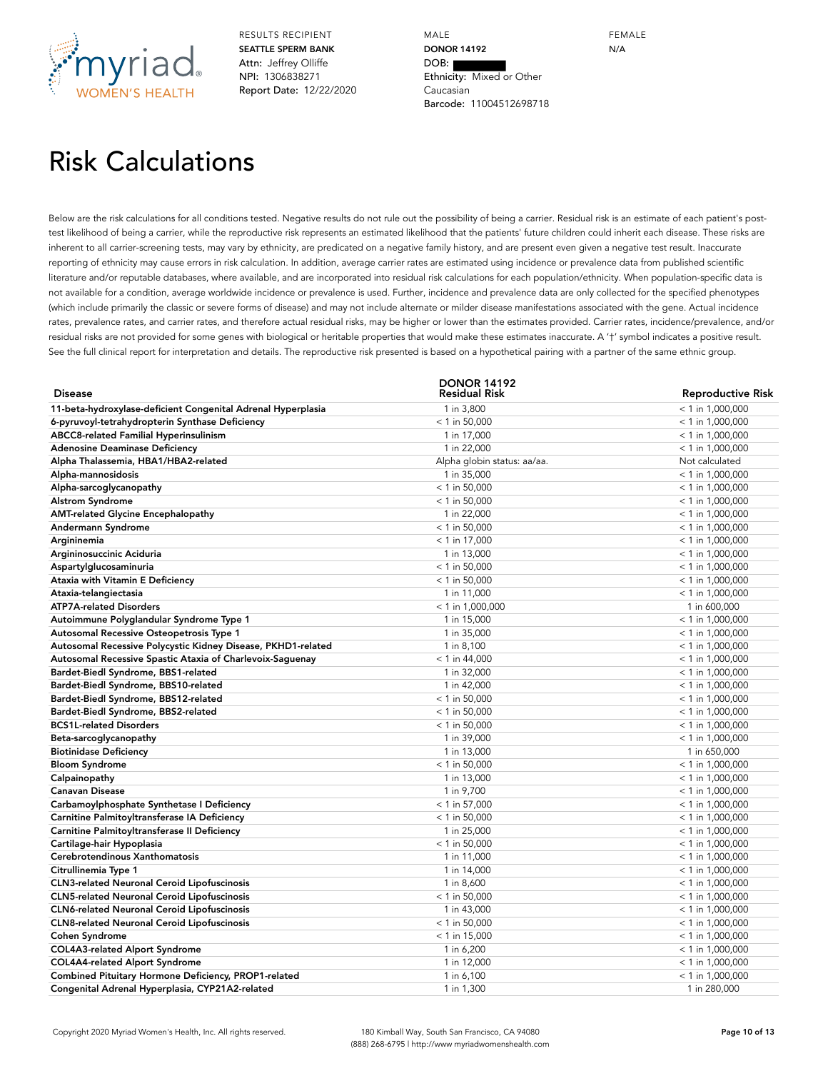RESULTS RECIPIENT
**SEATTLE SPERM BANK**
Attn: Jeffrey Olliffe
NPI: 1306838271
Report Date: 12/22/2020

MALE
**DONOR 14192**
DOB: 
Ethnicity: Mixed or Other Caucasian
Barcode: 11004512698718

FEMALE
N/A

# Risk Calculations

Below are the risk calculations for all conditions tested. Negative results do not rule out the possibility of being a carrier. Residual risk is an estimate of each patient's post-test likelihood of being a carrier, while the reproductive risk represents an estimated likelihood that the patients' future children could inherit each disease. These risks are inherent to all carrier-screening tests, may vary by ethnicity, are predicated on a negative family history, and are present even given a negative test result. Inaccurate reporting of ethnicity may cause errors in risk calculation. In addition, average carrier rates are estimated using incidence or prevalence data from published scientific literature and/or reputable databases, where available, and are incorporated into residual risk calculations for each population/ethnicity. When population-specific data is not available for a condition, average worldwide incidence or prevalence is used. Further, incidence and prevalence data are only collected for the specified phenotypes (which include primarily the classic or severe forms of disease) and may not include alternate or milder disease manifestations associated with the gene. Actual incidence rates, prevalence rates, and carrier rates, and therefore actual residual risks, may be higher or lower than the estimates provided. Carrier rates, incidence/prevalence, and/or residual risks are not provided for some genes with biological or heritable properties that would make these estimates inaccurate. A '†' symbol indicates a positive result. See the full clinical report for interpretation and details. The reproductive risk presented is based on a hypothetical pairing with a partner of the same ethnic group.

| Disease | DONOR 14192 Residual Risk | Reproductive Risk |
|---|---|---|
| **11-beta-hydroxylase-deficient Congenital Adrenal Hyperplasia** | 1 in 3,800 | < 1 in 1,000,000 |
| **6-pyruvoyl-tetrahydropterin Synthase Deficiency** | < 1 in 50,000 | < 1 in 1,000,000 |
| **ABCC8-related Familial Hyperinsulinism** | 1 in 17,000 | < 1 in 1,000,000 |
| **Adenosine Deaminase Deficiency** | 1 in 22,000 | < 1 in 1,000,000 |
| **Alpha Thalassemia, HBA1/HBA2-related** | Alpha globin status: aa/aa. | Not calculated |
| **Alpha-mannosidosis** | 1 in 35,000 | < 1 in 1,000,000 |
| **Alpha-sarcoglycanopathy** | < 1 in 50,000 | < 1 in 1,000,000 |
| **Alstrom Syndrome** | < 1 in 50,000 | < 1 in 1,000,000 |
| **AMT-related Glycine Encephalopathy** | 1 in 22,000 | < 1 in 1,000,000 |
| **Andermann Syndrome** | < 1 in 50,000 | < 1 in 1,000,000 |
| **Argininemia** | < 1 in 17,000 | < 1 in 1,000,000 |
| **Argininosuccinic Aciduria** | 1 in 13,000 | < 1 in 1,000,000 |
| **Aspartylglucosaminuria** | < 1 in 50,000 | < 1 in 1,000,000 |
| **Ataxia with Vitamin E Deficiency** | < 1 in 50,000 | < 1 in 1,000,000 |
| **Ataxia-telangiectasia** | 1 in 11,000 | < 1 in 1,000,000 |
| **ATP7A-related Disorders** | < 1 in 1,000,000 | 1 in 600,000 |
| **Autoimmune Polyglandular Syndrome Type 1** | 1 in 15,000 | < 1 in 1,000,000 |
| **Autosomal Recessive Osteopetrosis Type 1** | 1 in 35,000 | < 1 in 1,000,000 |
| **Autosomal Recessive Polycystic Kidney Disease, PKHD1-related** | 1 in 8,100 | < 1 in 1,000,000 |
| **Autosomal Recessive Spastic Ataxia of Charlevoix-Saguenay** | < 1 in 44,000 | < 1 in 1,000,000 |
| **Bardet-Biedl Syndrome, BBS1-related** | 1 in 32,000 | < 1 in 1,000,000 |
| **Bardet-Biedl Syndrome, BBS10-related** | 1 in 42,000 | < 1 in 1,000,000 |
| **Bardet-Biedl Syndrome, BBS12-related** | < 1 in 50,000 | < 1 in 1,000,000 |
| **Bardet-Biedl Syndrome, BBS2-related** | < 1 in 50,000 | < 1 in 1,000,000 |
| **BCS1L-related Disorders** | < 1 in 50,000 | < 1 in 1,000,000 |
| **Beta-sarcoglycanopathy** | 1 in 39,000 | < 1 in 1,000,000 |
| **Biotinidase Deficiency** | 1 in 13,000 | 1 in 650,000 |
| **Bloom Syndrome** | < 1 in 50,000 | < 1 in 1,000,000 |
| **Calpainopathy** | 1 in 13,000 | < 1 in 1,000,000 |
| **Canavan Disease** | 1 in 9,700 | < 1 in 1,000,000 |
| **Carbamoylphosphate Synthetase I Deficiency** | < 1 in 57,000 | < 1 in 1,000,000 |
| **Carnitine Palmitoyltransferase IA Deficiency** | < 1 in 50,000 | < 1 in 1,000,000 |
| **Carnitine Palmitoyltransferase II Deficiency** | 1 in 25,000 | < 1 in 1,000,000 |
| **Cartilage-hair Hypoplasia** | < 1 in 50,000 | < 1 in 1,000,000 |
| **Cerebrotendinous Xanthomatosis** | 1 in 11,000 | < 1 in 1,000,000 |
| **Citrullinemia Type 1** | 1 in 14,000 | < 1 in 1,000,000 |
| **CLN3-related Neuronal Ceroid Lipofuscinosis** | 1 in 8,600 | < 1 in 1,000,000 |
| **CLN5-related Neuronal Ceroid Lipofuscinosis** | < 1 in 50,000 | < 1 in 1,000,000 |
| **CLN6-related Neuronal Ceroid Lipofuscinosis** | 1 in 43,000 | < 1 in 1,000,000 |
| **CLN8-related Neuronal Ceroid Lipofuscinosis** | < 1 in 50,000 | < 1 in 1,000,000 |
| **Cohen Syndrome** | < 1 in 15,000 | < 1 in 1,000,000 |
| **COL4A3-related Alport Syndrome** | 1 in 6,200 | < 1 in 1,000,000 |
| **COL4A4-related Alport Syndrome** | 1 in 12,000 | < 1 in 1,000,000 |
| **Combined Pituitary Hormone Deficiency, PROP1-related** | 1 in 6,100 | < 1 in 1,000,000 |
| **Congenital Adrenal Hyperplasia, CYP21A2-related** | 1 in 1,300 | 1 in 280,000 |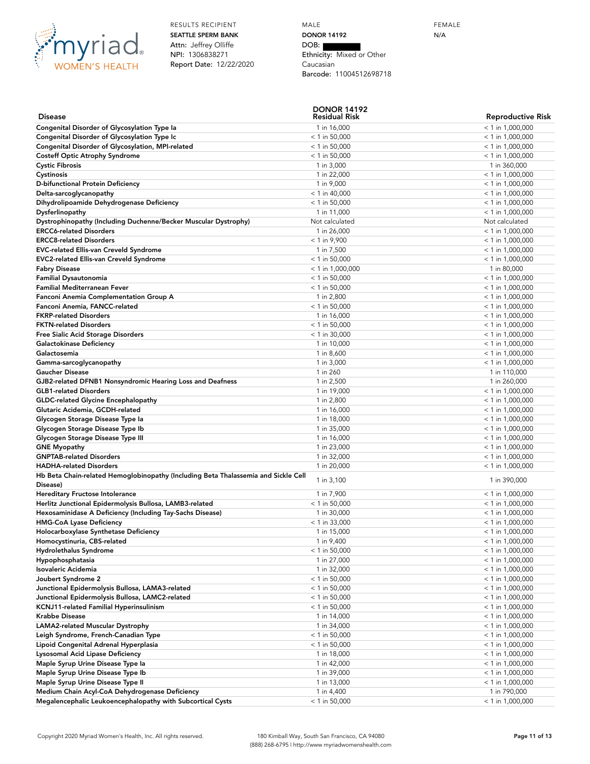RESULTS RECIPIENT
**SEATTLE SPERM BANK**
Attn: Jeffrey Olliffe
NPI: 1306838271
Report Date: 12/22/2020

MALE
**DONOR 14192**
DOB: 
Ethnicity: Mixed or Other Caucasian
Barcode: 11004512698718

FEMALE
N/A

| Disease | DONOR 14192 Residual Risk | Reproductive Risk |
|---|---|---|
| Congenital Disorder of Glycosylation Type Ia | 1 in 16,000 | < 1 in 1,000,000 |
| Congenital Disorder of Glycosylation Type Ic | < 1 in 50,000 | < 1 in 1,000,000 |
| Congenital Disorder of Glycosylation, MPI-related | < 1 in 50,000 | < 1 in 1,000,000 |
| Costeff Optic Atrophy Syndrome | < 1 in 50,000 | < 1 in 1,000,000 |
| Cystic Fibrosis | 1 in 3,000 | 1 in 360,000 |
| Cystinosis | 1 in 22,000 | < 1 in 1,000,000 |
| D-bifunctional Protein Deficiency | 1 in 9,000 | < 1 in 1,000,000 |
| Delta-sarcoglycanopathy | < 1 in 40,000 | < 1 in 1,000,000 |
| Dihydrolipoamide Dehydrogenase Deficiency | < 1 in 50,000 | < 1 in 1,000,000 |
| Dysferlinopathy | 1 in 11,000 | < 1 in 1,000,000 |
| Dystrophinopathy (Including Duchenne/Becker Muscular Dystrophy) | Not calculated | Not calculated |
| ERCC6-related Disorders | 1 in 26,000 | < 1 in 1,000,000 |
| ERCC8-related Disorders | < 1 in 9,900 | < 1 in 1,000,000 |
| EVC-related Ellis-van Creveld Syndrome | 1 in 7,500 | < 1 in 1,000,000 |
| EVC2-related Ellis-van Creveld Syndrome | < 1 in 50,000 | < 1 in 1,000,000 |
| Fabry Disease | < 1 in 1,000,000 | 1 in 80,000 |
| Familial Dysautonomia | < 1 in 50,000 | < 1 in 1,000,000 |
| Familial Mediterranean Fever | < 1 in 50,000 | < 1 in 1,000,000 |
| Fanconi Anemia Complementation Group A | 1 in 2,800 | < 1 in 1,000,000 |
| Fanconi Anemia, FANCC-related | < 1 in 50,000 | < 1 in 1,000,000 |
| FKRP-related Disorders | 1 in 16,000 | < 1 in 1,000,000 |
| FKTN-related Disorders | < 1 in 50,000 | < 1 in 1,000,000 |
| Free Sialic Acid Storage Disorders | < 1 in 30,000 | < 1 in 1,000,000 |
| Galactokinase Deficiency | 1 in 10,000 | < 1 in 1,000,000 |
| Galactosemia | 1 in 8,600 | < 1 in 1,000,000 |
| Gamma-sarcoglycanopathy | 1 in 3,000 | < 1 in 1,000,000 |
| Gaucher Disease | 1 in 260 | 1 in 110,000 |
| GJB2-related DFNB1 Nonsyndromic Hearing Loss and Deafness | 1 in 2,500 | 1 in 260,000 |
| GLB1-related Disorders | 1 in 19,000 | < 1 in 1,000,000 |
| GLDC-related Glycine Encephalopathy | 1 in 2,800 | < 1 in 1,000,000 |
| Glutaric Acidemia, GCDH-related | 1 in 16,000 | < 1 in 1,000,000 |
| Glycogen Storage Disease Type Ia | 1 in 18,000 | < 1 in 1,000,000 |
| Glycogen Storage Disease Type Ib | 1 in 35,000 | < 1 in 1,000,000 |
| Glycogen Storage Disease Type III | 1 in 16,000 | < 1 in 1,000,000 |
| GNE Myopathy | 1 in 23,000 | < 1 in 1,000,000 |
| GNPTAB-related Disorders | 1 in 32,000 | < 1 in 1,000,000 |
| HADHA-related Disorders | 1 in 20,000 | < 1 in 1,000,000 |
| Hb Beta Chain-related Hemoglobinopathy (Including Beta Thalassemia and Sickle Cell Disease) | 1 in 3,100 | 1 in 390,000 |
| Hereditary Fructose Intolerance | 1 in 7,900 | < 1 in 1,000,000 |
| Herlitz Junctional Epidermolysis Bullosa, LAMB3-related | < 1 in 50,000 | < 1 in 1,000,000 |
| Hexosaminidase A Deficiency (Including Tay-Sachs Disease) | 1 in 30,000 | < 1 in 1,000,000 |
| HMG-CoA Lyase Deficiency | < 1 in 33,000 | < 1 in 1,000,000 |
| Holocarboxylase Synthetase Deficiency | 1 in 15,000 | < 1 in 1,000,000 |
| Homocystinuria, CBS-related | 1 in 9,400 | < 1 in 1,000,000 |
| Hydrolethalus Syndrome | < 1 in 50,000 | < 1 in 1,000,000 |
| Hypophosphatasia | 1 in 27,000 | < 1 in 1,000,000 |
| Isovaleric Acidemia | 1 in 32,000 | < 1 in 1,000,000 |
| Joubert Syndrome 2 | < 1 in 50,000 | < 1 in 1,000,000 |
| Junctional Epidermolysis Bullosa, LAMA3-related | < 1 in 50,000 | < 1 in 1,000,000 |
| Junctional Epidermolysis Bullosa, LAMC2-related | < 1 in 50,000 | < 1 in 1,000,000 |
| KCNJ11-related Familial Hyperinsulinism | < 1 in 50,000 | < 1 in 1,000,000 |
| Krabbe Disease | 1 in 14,000 | < 1 in 1,000,000 |
| LAMA2-related Muscular Dystrophy | 1 in 34,000 | < 1 in 1,000,000 |
| Leigh Syndrome, French-Canadian Type | < 1 in 50,000 | < 1 in 1,000,000 |
| Lipoid Congenital Adrenal Hyperplasia | < 1 in 50,000 | < 1 in 1,000,000 |
| Lysosomal Acid Lipase Deficiency | 1 in 18,000 | < 1 in 1,000,000 |
| Maple Syrup Urine Disease Type Ia | 1 in 42,000 | < 1 in 1,000,000 |
| Maple Syrup Urine Disease Type Ib | 1 in 39,000 | < 1 in 1,000,000 |
| Maple Syrup Urine Disease Type II | 1 in 13,000 | < 1 in 1,000,000 |
| Medium Chain Acyl-CoA Dehydrogenase Deficiency | 1 in 4,400 | 1 in 790,000 |
| Megalencephalic Leukoencephalopathy with Subcortical Cysts | < 1 in 50,000 | < 1 in 1,000,000 |

Copyright 2020 Myriad Women's Health, Inc. All rights reserved.
180 Kimball Way, South San Francisco, CA 94080
(888) 268-6795 | http://www.myriadwomenshealth.com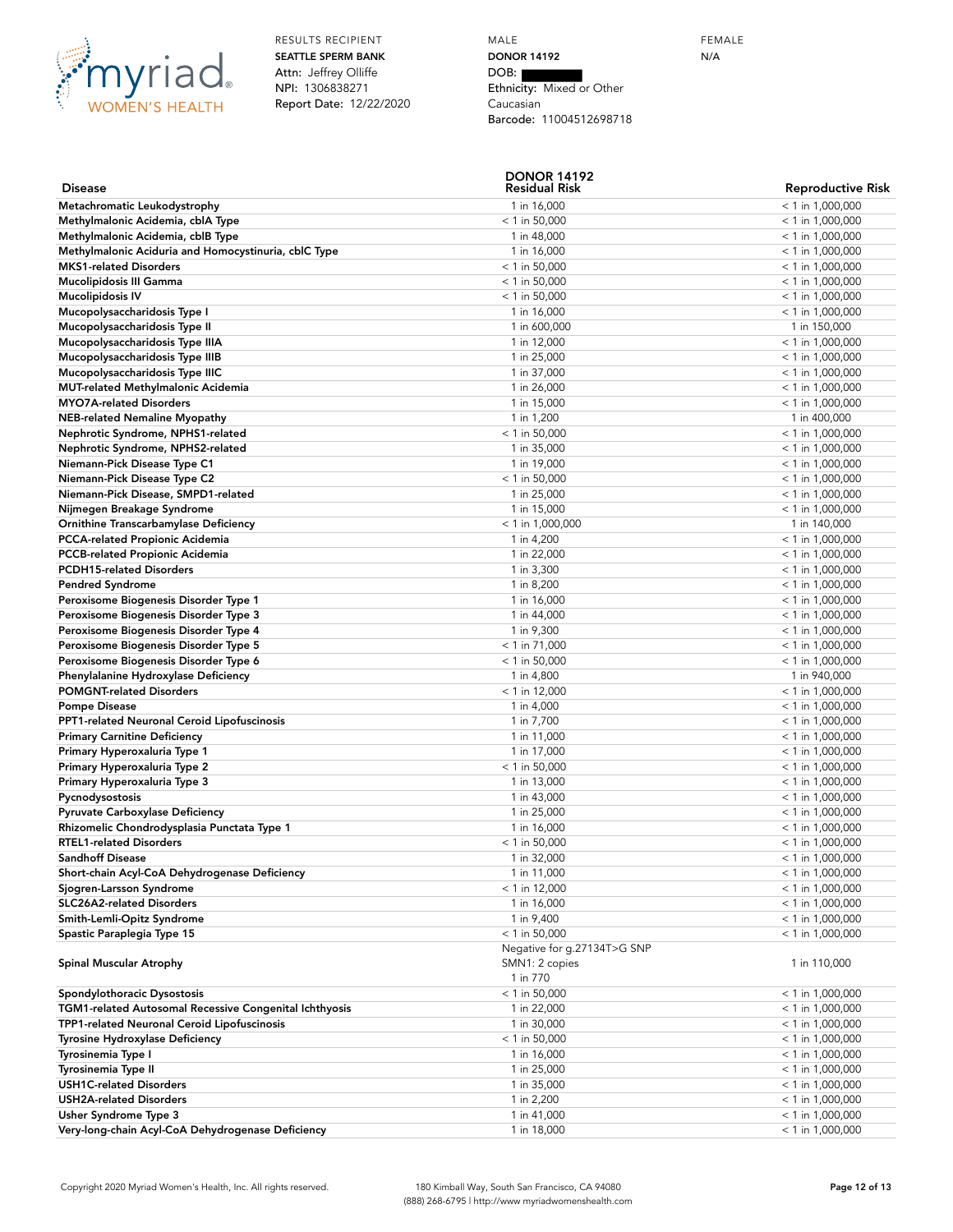RESULTS RECIPIENT
**SEATTLE SPERM BANK**
Attn: Jeffrey Olliffe
NPI: 1306838271
Report Date: 12/22/2020

MALE
**DONOR 14192**
DOB:
Ethnicity: Mixed or Other Caucasian
Barcode: 11004512698718

FEMALE
N/A

| Disease | DONOR 14192 Residual Risk | Reproductive Risk |
|---|---|---|
| Metachromatic Leukodystrophy | 1 in 16,000 | < 1 in 1,000,000 |
| Methylmalonic Acidemia, cblA Type | < 1 in 50,000 | < 1 in 1,000,000 |
| Methylmalonic Acidemia, cblB Type | 1 in 48,000 | < 1 in 1,000,000 |
| Methylmalonic Aciduria and Homocystinuria, cblC Type | 1 in 16,000 | < 1 in 1,000,000 |
| MKS1-related Disorders | < 1 in 50,000 | < 1 in 1,000,000 |
| Mucolipidosis III Gamma | < 1 in 50,000 | < 1 in 1,000,000 |
| Mucolipidosis IV | < 1 in 50,000 | < 1 in 1,000,000 |
| Mucopolysaccharidosis Type I | 1 in 16,000 | < 1 in 1,000,000 |
| Mucopolysaccharidosis Type II | 1 in 600,000 | 1 in 150,000 |
| Mucopolysaccharidosis Type IIIA | 1 in 12,000 | < 1 in 1,000,000 |
| Mucopolysaccharidosis Type IIIB | 1 in 25,000 | < 1 in 1,000,000 |
| Mucopolysaccharidosis Type IIIC | 1 in 37,000 | < 1 in 1,000,000 |
| MUT-related Methylmalonic Acidemia | 1 in 26,000 | < 1 in 1,000,000 |
| MYO7A-related Disorders | 1 in 15,000 | < 1 in 1,000,000 |
| NEB-related Nemaline Myopathy | 1 in 1,200 | 1 in 400,000 |
| Nephrotic Syndrome, NPHS1-related | < 1 in 50,000 | < 1 in 1,000,000 |
| Nephrotic Syndrome, NPHS2-related | 1 in 35,000 | < 1 in 1,000,000 |
| Niemann-Pick Disease Type C1 | 1 in 19,000 | < 1 in 1,000,000 |
| Niemann-Pick Disease Type C2 | < 1 in 50,000 | < 1 in 1,000,000 |
| Niemann-Pick Disease, SMPD1-related | 1 in 25,000 | < 1 in 1,000,000 |
| Nijmegen Breakage Syndrome | 1 in 15,000 | < 1 in 1,000,000 |
| Ornithine Transcarbamylase Deficiency | < 1 in 1,000,000 | 1 in 140,000 |
| PCCA-related Propionic Acidemia | 1 in 4,200 | < 1 in 1,000,000 |
| PCCB-related Propionic Acidemia | 1 in 22,000 | < 1 in 1,000,000 |
| PCDH15-related Disorders | 1 in 3,300 | < 1 in 1,000,000 |
| Pendred Syndrome | 1 in 8,200 | < 1 in 1,000,000 |
| Peroxisome Biogenesis Disorder Type 1 | 1 in 16,000 | < 1 in 1,000,000 |
| Peroxisome Biogenesis Disorder Type 3 | 1 in 44,000 | < 1 in 1,000,000 |
| Peroxisome Biogenesis Disorder Type 4 | 1 in 9,300 | < 1 in 1,000,000 |
| Peroxisome Biogenesis Disorder Type 5 | < 1 in 71,000 | < 1 in 1,000,000 |
| Peroxisome Biogenesis Disorder Type 6 | < 1 in 50,000 | < 1 in 1,000,000 |
| Phenylalanine Hydroxylase Deficiency | 1 in 4,800 | 1 in 940,000 |
| POMGNT-related Disorders | < 1 in 12,000 | < 1 in 1,000,000 |
| Pompe Disease | 1 in 4,000 | < 1 in 1,000,000 |
| PPT1-related Neuronal Ceroid Lipofuscinosis | 1 in 7,700 | < 1 in 1,000,000 |
| Primary Carnitine Deficiency | 1 in 11,000 | < 1 in 1,000,000 |
| Primary Hyperoxaluria Type 1 | 1 in 17,000 | < 1 in 1,000,000 |
| Primary Hyperoxaluria Type 2 | < 1 in 50,000 | < 1 in 1,000,000 |
| Primary Hyperoxaluria Type 3 | 1 in 13,000 | < 1 in 1,000,000 |
| Pycnodysostosis | 1 in 43,000 | < 1 in 1,000,000 |
| Pyruvate Carboxylase Deficiency | 1 in 25,000 | < 1 in 1,000,000 |
| Rhizomelic Chondrodysplasia Punctata Type 1 | 1 in 16,000 | < 1 in 1,000,000 |
| RTEL1-related Disorders | < 1 in 50,000 | < 1 in 1,000,000 |
| Sandhoff Disease | 1 in 32,000 | < 1 in 1,000,000 |
| Short-chain Acyl-CoA Dehydrogenase Deficiency | 1 in 11,000 | < 1 in 1,000,000 |
| Sjogren-Larsson Syndrome | < 1 in 12,000 | < 1 in 1,000,000 |
| SLC26A2-related Disorders | 1 in 16,000 | < 1 in 1,000,000 |
| Smith-Lemli-Opitz Syndrome | 1 in 9,400 | < 1 in 1,000,000 |
| Spastic Paraplegia Type 15 | < 1 in 50,000 | < 1 in 1,000,000 |
| Spinal Muscular Atrophy | Negative for g.27134T>G SNP<br>SMN1: 2 copies<br>1 in 770 | 1 in 110,000 |
| Spondylothoracic Dysostosis | < 1 in 50,000 | < 1 in 1,000,000 |
| TGM1-related Autosomal Recessive Congenital Ichthyosis | 1 in 22,000 | < 1 in 1,000,000 |
| TPP1-related Neuronal Ceroid Lipofuscinosis | 1 in 30,000 | < 1 in 1,000,000 |
| Tyrosine Hydroxylase Deficiency | < 1 in 50,000 | < 1 in 1,000,000 |
| Tyrosinemia Type I | 1 in 16,000 | < 1 in 1,000,000 |
| Tyrosinemia Type II | 1 in 25,000 | < 1 in 1,000,000 |
| USH1C-related Disorders | 1 in 35,000 | < 1 in 1,000,000 |
| USH2A-related Disorders | 1 in 2,200 | < 1 in 1,000,000 |
| Usher Syndrome Type 3 | 1 in 41,000 | < 1 in 1,000,000 |
| Very-long-chain Acyl-CoA Dehydrogenase Deficiency | 1 in 18,000 | < 1 in 1,000,000 |

Copyright 2020 Myriad Women's Health, Inc. All rights reserved.

180 Kimball Way, South San Francisco, CA 94080
(888) 268-6795 | http://www.myriadwomenshealth.com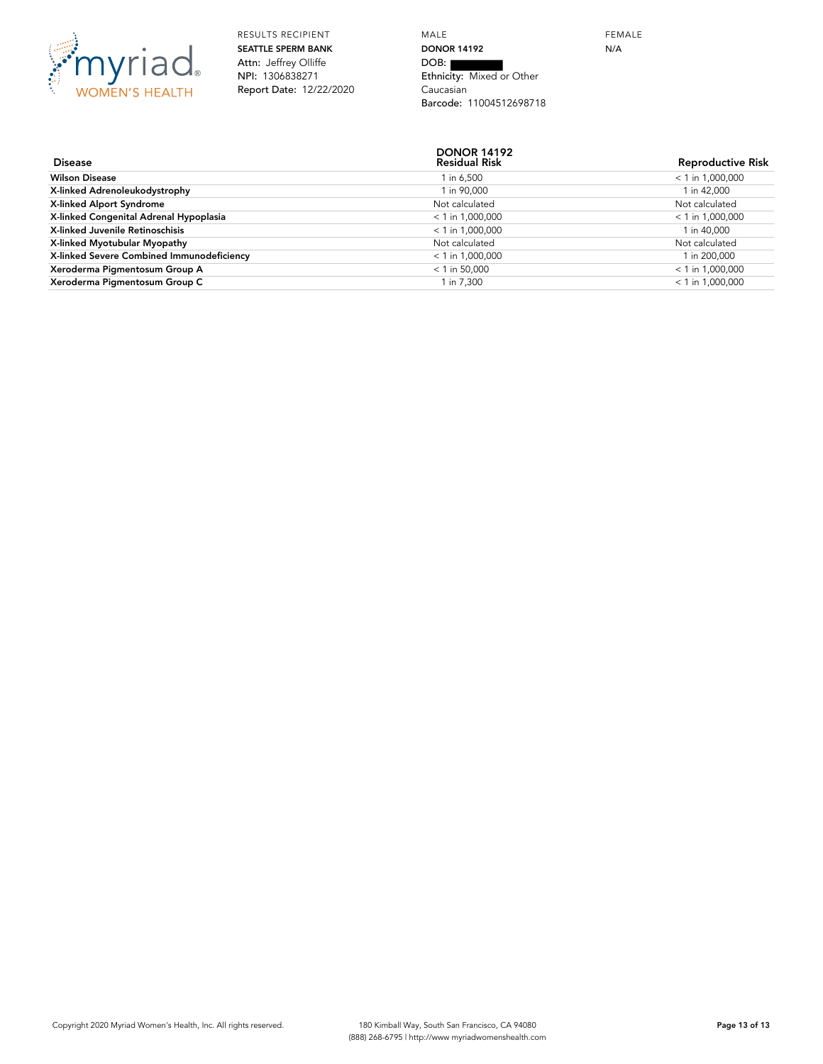RESULTS RECIPIENT
**SEATTLE SPERM BANK**
Attn: Jeffrey Olliffe
NPI: 1306838271
Report Date: 12/22/2020

MALE
**DONOR 14192**
DOB:
Ethnicity: Mixed or Other Caucasian
Barcode: 11004512698718

FEMALE
N/A

| Disease | DONOR 14192 Residual Risk | Reproductive Risk |
|---|---|---|
| **Wilson Disease** | 1 in 6,500 | < 1 in 1,000,000 |
| **X-linked Adrenoleukodystrophy** | 1 in 90,000 | 1 in 42,000 |
| **X-linked Alport Syndrome** | Not calculated | Not calculated |
| **X-linked Congenital Adrenal Hypoplasia** | < 1 in 1,000,000 | < 1 in 1,000,000 |
| **X-linked Juvenile Retinoschisis** | < 1 in 1,000,000 | 1 in 40,000 |
| **X-linked Myotubular Myopathy** | Not calculated | Not calculated |
| **X-linked Severe Combined Immunodeficiency** | < 1 in 1,000,000 | 1 in 200,000 |
| **Xeroderma Pigmentosum Group A** | < 1 in 50,000 | < 1 in 1,000,000 |
| **Xeroderma Pigmentosum Group C** | 1 in 7,300 | < 1 in 1,000,000 |

Copyright 2020 Myriad Women's Health, Inc. All rights reserved.

180 Kimball Way, South San Francisco, CA 94080
(888) 268-6795 | http://www.myriadwomenshealth.com